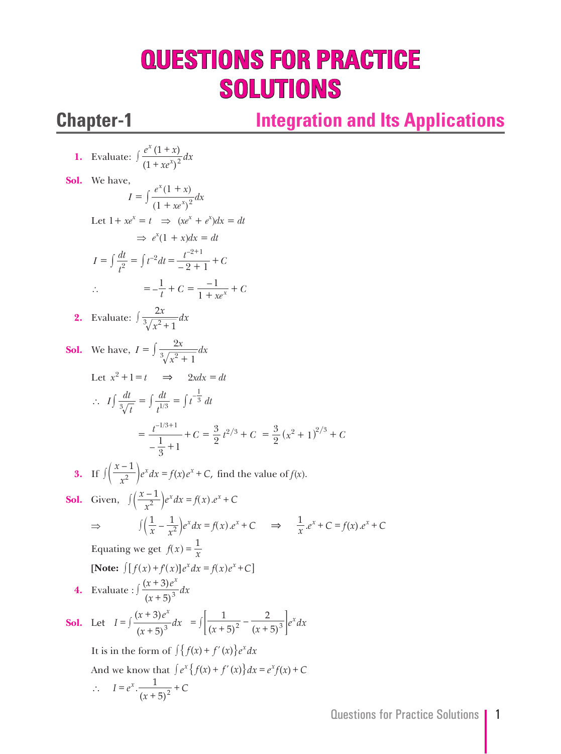# QUESTIONS FOR PRACTICE SOLUTIONS

## Chapter-1 Integration and Its Applications

**1.** Evaluate: $\int \frac{e^x(1+x)}{(1+xe^x)^2}dx$

**Sol.** We have,

$$I = \int \frac{e^x(1+x)}{(1+xe^x)^2}dx$$

Let $1 + xe^x = t \Rightarrow (xe^x + e^x)dx = dt$

$$\Rightarrow e^x(1+x)dx = dt$$

$$I = \int \frac{dt}{t^2} = \int t^{-2}dt = \frac{t^{-2+1}}{-2+1} + C$$

$$\therefore \quad = -\frac{1}{t} + C = \frac{-1}{1+xe^x} + C$$

**2.** Evaluate: $\int \frac{2x}{\sqrt[3]{x^2+1}}dx$

**Sol.** We have, $I = \int \frac{2x}{\sqrt[3]{x^2+1}}dx$

Let $x^2 + 1 = t \quad \Rightarrow \quad 2xdx = dt$

$$\therefore \; I \int \frac{dt}{\sqrt[3]{t}} = \int \frac{dt}{t^{1/3}} = \int t^{-\frac{1}{3}}\,dt$$

$$= \frac{t^{-1/3+1}}{-\frac{1}{3}+1} + C = \frac{3}{2}t^{2/3} + C = \frac{3}{2}(x^2+1)^{2/3} + C$$

**3.** If $\int \left(\frac{x-1}{x^2}\right)e^x dx = f(x)e^x + C$, find the value of $f(x)$.

**Sol.** Given, $\int \left(\frac{x-1}{x^2}\right)e^x dx = f(x).e^x + C$

$$\Rightarrow \quad \int \left(\frac{1}{x} - \frac{1}{x^2}\right)e^x dx = f(x).e^x + C \quad \Rightarrow \quad \frac{1}{x}.e^x + C = f(x).e^x + C$$

Equating we get $f(x) = \frac{1}{x}$

**[Note:** $\int [f(x) + f'(x)]e^x dx = f(x)e^x + C]$

**4.** Evaluate : $\int \frac{(x+3)e^x}{(x+5)^3}dx$

**Sol.** Let $I = \int \frac{(x+3)e^x}{(x+5)^3}dx = \int \left[\frac{1}{(x+5)^2} - \frac{2}{(x+5)^3}\right]e^x dx$

It is in the form of $\int \{f(x) + f'(x)\}e^x dx$

And we know that $\int e^x \{f(x) + f'(x)\}dx = e^x f(x) + C$

$$\therefore \quad I = e^x.\frac{1}{(x+5)^2} + C$$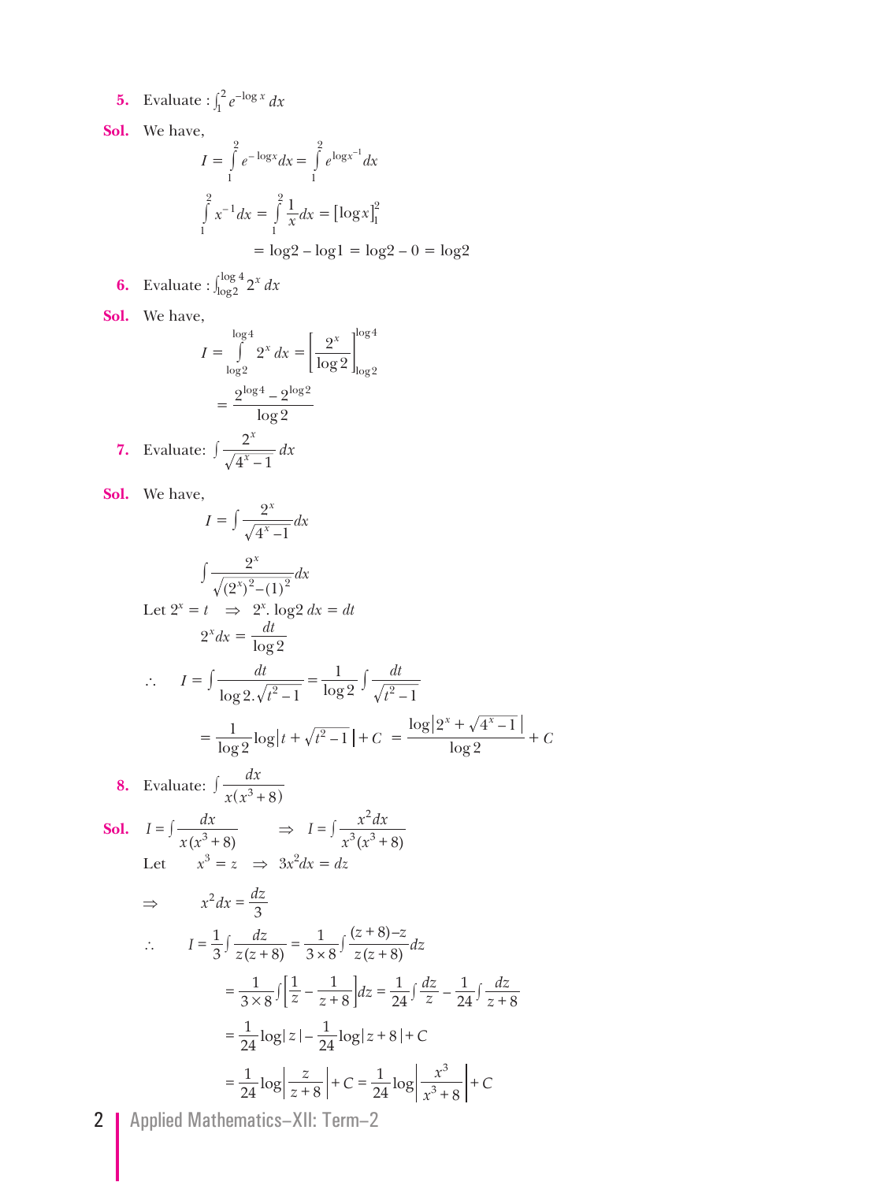**5.** Evaluate : $\int_1^2 e^{-\log x}\, dx$

**Sol.** We have,

$$I = \int_1^2 e^{-\log x} dx = \int_1^2 e^{\log x^{-1}} dx$$

$$\int_1^2 x^{-1} dx = \int_1^2 \frac{1}{x} dx = [\log x]_1^2$$

$$= \log 2 - \log 1 = \log 2 - 0 = \log 2$$

**6.** Evaluate : $\int_{\log 2}^{\log 4} 2^x\, dx$

**Sol.** We have,

$$I = \int_{\log 2}^{\log 4} 2^x\, dx = \left[\frac{2^x}{\log 2}\right]_{\log 2}^{\log 4}$$

$$= \frac{2^{\log 4} - 2^{\log 2}}{\log 2}$$

**7.** Evaluate: $\int \frac{2^x}{\sqrt{4^x - 1}} dx$

**Sol.** We have,

$$I = \int \frac{2^x}{\sqrt{4^x - 1}} dx$$

$$\int \frac{2^x}{\sqrt{(2^x)^2 - (1)^2}} dx$$

Let $2^x = t \quad \Rightarrow \quad 2^x . \log 2\, dx = dt$

$$2^x dx = \frac{dt}{\log 2}$$

$$\therefore \quad I = \int \frac{dt}{\log 2 . \sqrt{t^2 - 1}} = \frac{1}{\log 2} \int \frac{dt}{\sqrt{t^2 - 1}}$$

$$= \frac{1}{\log 2} \log\left|t + \sqrt{t^2 - 1}\right| + C \;= \frac{\log\left|2^x + \sqrt{4^x - 1}\right|}{\log 2} + C$$

**8.** Evaluate: $\int \frac{dx}{x(x^3 + 8)}$

**Sol.** $I = \int \frac{dx}{x(x^3 + 8)} \qquad \Rightarrow \quad I = \int \frac{x^2 dx}{x^3(x^3 + 8)}$

Let $\quad x^3 = z \quad \Rightarrow \quad 3x^2 dx = dz$

$$\Rightarrow \qquad x^2 dx = \frac{dz}{3}$$

$$\therefore \qquad I = \frac{1}{3} \int \frac{dz}{z(z + 8)} = \frac{1}{3 \times 8} \int \frac{(z + 8) - z}{z(z + 8)} dz$$

$$= \frac{1}{3 \times 8} \int \left[\frac{1}{z} - \frac{1}{z + 8}\right] dz = \frac{1}{24} \int \frac{dz}{z} - \frac{1}{24} \int \frac{dz}{z + 8}$$

$$= \frac{1}{24} \log|z| - \frac{1}{24} \log|z + 8| + C$$

$$= \frac{1}{24} \log\left|\frac{z}{z + 8}\right| + C = \frac{1}{24} \log\left|\frac{x^3}{x^3 + 8}\right| + C$$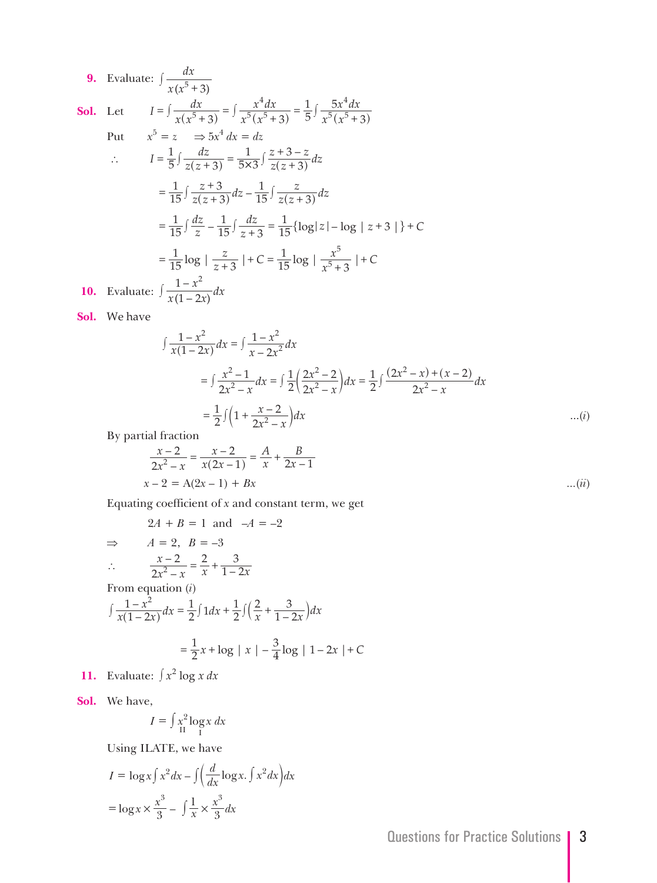**9.** Evaluate: $\int \frac{dx}{x(x^5+3)}$

**Sol.** Let $\quad I = \int \frac{dx}{x(x^5+3)} = \int \frac{x^4 dx}{x^5(x^5+3)} = \frac{1}{5}\int \frac{5x^4 dx}{x^5(x^5+3)}$

Put $\quad x^5 = z \quad \Rightarrow 5x^4\, dx = dz$

$$\therefore \quad I = \frac{1}{5}\int \frac{dz}{z(z+3)} = \frac{1}{5\times 3}\int \frac{z+3-z}{z(z+3)}dz$$

$$= \frac{1}{15}\int \frac{z+3}{z(z+3)}dz - \frac{1}{15}\int \frac{z}{z(z+3)}dz$$

$$= \frac{1}{15}\int \frac{dz}{z} - \frac{1}{15}\int \frac{dz}{z+3} = \frac{1}{15}\{\log|z| - \log|z+3|\} + C$$

$$= \frac{1}{15}\log\left|\frac{z}{z+3}\right| + C = \frac{1}{15}\log\left|\frac{x^5}{x^5+3}\right| + C$$

**10.** Evaluate: $\int \frac{1-x^2}{x(1-2x)}dx$

**Sol.** We have

$$\int \frac{1-x^2}{x(1-2x)}dx = \int \frac{1-x^2}{x-2x^2}dx$$

$$= \int \frac{x^2-1}{2x^2-x}dx = \int \frac{1}{2}\left(\frac{2x^2-2}{2x^2-x}\right)dx = \frac{1}{2}\int \frac{(2x^2-x)+(x-2)}{2x^2-x}dx$$

$$= \frac{1}{2}\int\left(1 + \frac{x-2}{2x^2-x}\right)dx \qquad \text{...}(i)$$

By partial fraction

$$\frac{x-2}{2x^2-x} = \frac{x-2}{x(2x-1)} = \frac{A}{x} + \frac{B}{2x-1}$$

$$x - 2 = A(2x-1) + Bx \qquad \text{...}(ii)$$

Equating coefficient of $x$ and constant term, we get

$$2A + B = 1 \text{ and } -A = -2$$

$$\Rightarrow \quad A = 2,\ B = -3$$

$$\therefore \quad \frac{x-2}{2x^2-x} = \frac{2}{x} + \frac{3}{1-2x}$$

From equation $(i)$

$$\int \frac{1-x^2}{x(1-2x)}dx = \frac{1}{2}\int 1dx + \frac{1}{2}\int\left(\frac{2}{x} + \frac{3}{1-2x}\right)dx$$

$$= \frac{1}{2}x + \log|x| - \frac{3}{4}\log|1-2x| + C$$

**11.** Evaluate: $\int x^2 \log x\, dx$

**Sol.** We have,

$$I = \int \underset{\text{II}}{x^2}\underset{\text{I}}{\log x}\, dx$$

Using ILATE, we have

$$I = \log x \int x^2 dx - \int\left(\frac{d}{dx}\log x . \int x^2 dx\right)dx$$

$$= \log x \times \frac{x^3}{3} - \int \frac{1}{x}\times\frac{x^3}{3}dx$$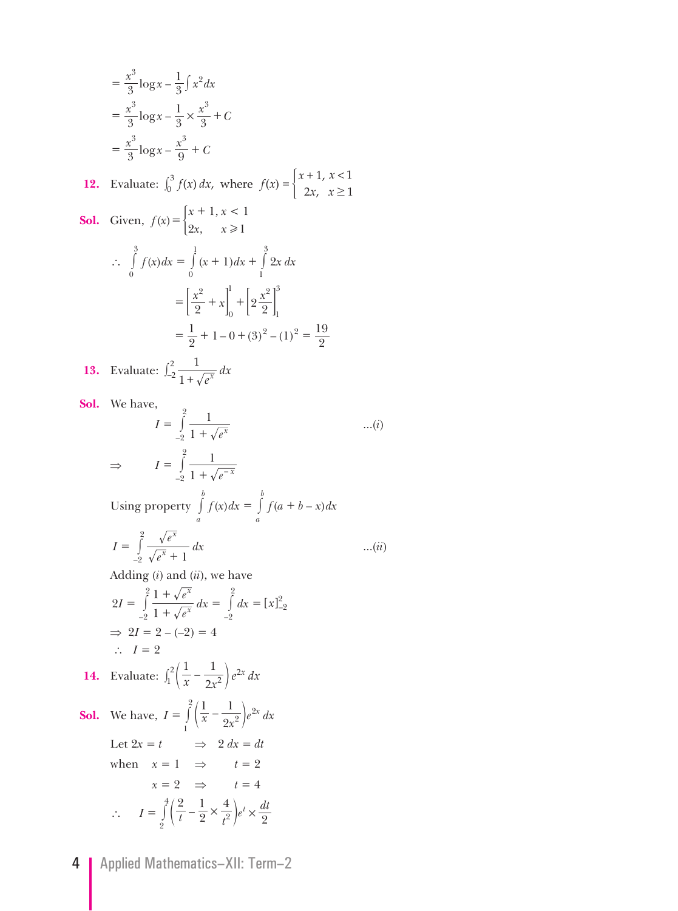$$= \frac{x^3}{3}\log x - \frac{1}{3}\int x^2 dx$$

$$= \frac{x^3}{3}\log x - \frac{1}{3} \times \frac{x^3}{3} + C$$

$$= \frac{x^3}{3}\log x - \frac{x^3}{9} + C$$

**12.** Evaluate: $\int_0^3 f(x)\,dx$, where $f(x) = \begin{cases} x+1, & x < 1 \\ 2x, & x \geq 1 \end{cases}$

**Sol.** Given, $f(x) = \begin{cases} x+1, & x < 1 \\ 2x, & x \geqslant 1 \end{cases}$

$$\therefore \int_0^3 f(x)dx = \int_0^1 (x+1)dx + \int_1^3 2x\,dx$$

$$= \left[\frac{x^2}{2} + x\right]_0^1 + \left[2\frac{x^2}{2}\right]_1^3$$

$$= \frac{1}{2} + 1 - 0 + (3)^2 - (1)^2 = \frac{19}{2}$$

**13.** Evaluate: $\int_{-2}^{2} \frac{1}{1+\sqrt{e^x}}\,dx$

**Sol.** We have,

$$I = \int_{-2}^{2} \frac{1}{1+\sqrt{e^x}} \qquad \ldots(i)$$

$$\Rightarrow \qquad I = \int_{-2}^{2} \frac{1}{1+\sqrt{e^{-x}}}$$

Using property $\int_a^b f(x)dx = \int_a^b f(a+b-x)dx$

$$I = \int_{-2}^{2} \frac{\sqrt{e^x}}{\sqrt{e^x}+1}\,dx \qquad \ldots(ii)$$

Adding $(i)$ and $(ii)$, we have

$$2I = \int_{-2}^{2} \frac{1+\sqrt{e^x}}{1+\sqrt{e^x}}\,dx = \int_{-2}^{2} dx = [x]_{-2}^{2}$$

$$\Rightarrow 2I = 2 - (-2) = 4$$

$$\therefore \quad I = 2$$

**14.** Evaluate: $\int_1^2 \left(\frac{1}{x} - \frac{1}{2x^2}\right) e^{2x}\,dx$

**Sol.** We have, $I = \int_1^2 \left(\frac{1}{x} - \frac{1}{2x^2}\right) e^{2x}\,dx$

Let $2x = t \quad \Rightarrow \quad 2\,dx = dt$

when $\quad x = 1 \quad \Rightarrow \quad t = 2$

$\qquad\quad x = 2 \quad \Rightarrow \quad t = 4$

$$\therefore \quad I = \int_2^4 \left(\frac{2}{t} - \frac{1}{2} \times \frac{4}{t^2}\right) e^t \times \frac{dt}{2}$$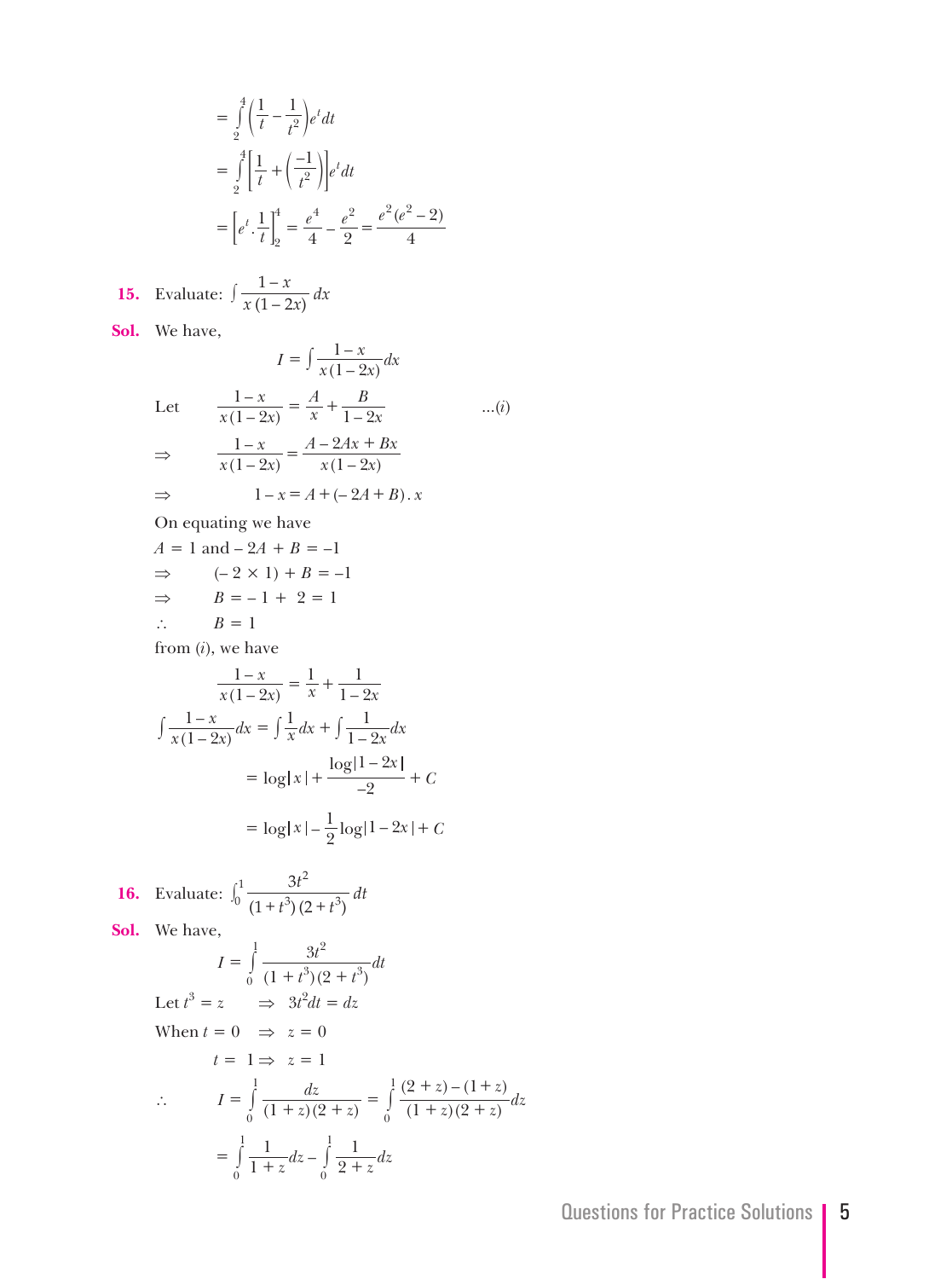$$= \int_2^4 \left(\frac{1}{t} - \frac{1}{t^2}\right) e^t dt$$

$$= \int_2^4 \left[\frac{1}{t} + \left(\frac{-1}{t^2}\right)\right] e^t dt$$

$$= \left[e^t . \frac{1}{t}\right]_2^4 = \frac{e^4}{4} - \frac{e^2}{2} = \frac{e^2(e^2 - 2)}{4}$$

**15.** Evaluate: $\int \frac{1-x}{x(1-2x)} dx$

**Sol.** We have,

$$I = \int \frac{1-x}{x(1-2x)} dx$$

Let $\frac{1-x}{x(1-2x)} = \frac{A}{x} + \frac{B}{1-2x}$ ...(*i*)

$\Rightarrow \quad \frac{1-x}{x(1-2x)} = \frac{A - 2Ax + Bx}{x(1-2x)}$

$\Rightarrow \quad 1 - x = A + (-2A + B).x$

On equating we have

$A = 1$ and $-2A + B = -1$

$\Rightarrow \quad (-2 \times 1) + B = -1$

$\Rightarrow \quad B = -1 + 2 = 1$

$\therefore \quad B = 1$

from (*i*), we have

$$\frac{1-x}{x(1-2x)} = \frac{1}{x} + \frac{1}{1-2x}$$

$$\int \frac{1-x}{x(1-2x)} dx = \int \frac{1}{x} dx + \int \frac{1}{1-2x} dx$$

$$= \log|x| + \frac{\log|1-2x|}{-2} + C$$

$$= \log|x| - \frac{1}{2}\log|1-2x| + C$$

**16.** Evaluate: $\int_0^1 \frac{3t^2}{(1+t^3)(2+t^3)} dt$

**Sol.** We have,

$$I = \int_0^1 \frac{3t^2}{(1+t^3)(2+t^3)} dt$$

Let $t^3 = z \quad \Rightarrow \quad 3t^2 dt = dz$

When $t = 0 \quad \Rightarrow \quad z = 0$

$t = 1 \Rightarrow \quad z = 1$

$$\therefore \quad I = \int_0^1 \frac{dz}{(1+z)(2+z)} = \int_0^1 \frac{(2+z)-(1+z)}{(1+z)(2+z)} dz$$

$$= \int_0^1 \frac{1}{1+z} dz - \int_0^1 \frac{1}{2+z} dz$$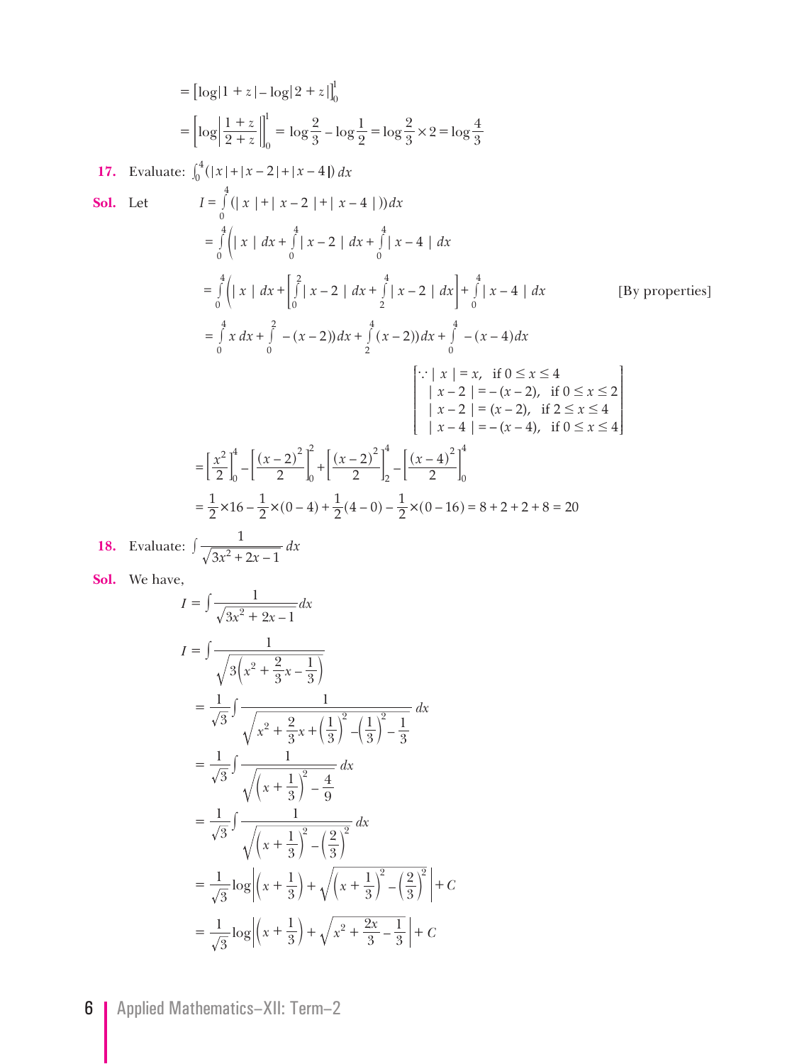$$= \left[\log|1+z| - \log|2+z|\right]_0^1$$

$$= \left[\log\left|\frac{1+z}{2+z}\right|\right]_0^1 = \log\frac{2}{3} - \log\frac{1}{2} = \log\frac{2}{3}\times 2 = \log\frac{4}{3}$$

**17.** Evaluate: $\int_0^4 (|x| + |x-2| + |x-4|)\, dx$

**Sol.** Let

$$I = \int_0^4 (|x| + |x-2| + |x-4|)dx$$

$$= \int_0^4 \left(|x|\, dx + \int_0^4 |x-2|\, dx + \int_0^4 |x-4|\, dx\right.$$

$$= \int_0^4 \left(|x|\, dx + \left[\int_0^2 |x-2|\, dx + \int_2^4 |x-2|\, dx\right] + \int_0^4 |x-4|\, dx\right. \qquad \text{[By properties]}$$

$$= \int_0^4 x\, dx + \int_0^2 -(x-2))dx + \int_2^4 (x-2))dx + \int_0^4 -(x-4)dx$$

$$\left[\begin{array}{l} \because |x| = x, \;\; \text{if } 0 \le x \le 4 \\ \;\; |x-2| = -(x-2), \;\; \text{if } 0 \le x \le 2 \\ \;\; |x-2| = (x-2), \;\; \text{if } 2 \le x \le 4 \\ \;\; |x-4| = -(x-4), \;\; \text{if } 0 \le x \le 4 \end{array}\right]$$

$$= \left[\frac{x^2}{2}\right]_0^4 - \left[\frac{(x-2)^2}{2}\right]_0^2 + \left[\frac{(x-2)^2}{2}\right]_2^4 - \left[\frac{(x-4)^2}{2}\right]_0^4$$

$$= \frac{1}{2}\times 16 - \frac{1}{2}\times(0-4) + \frac{1}{2}(4-0) - \frac{1}{2}\times(0-16) = 8+2+2+8 = 20$$

**18.** Evaluate: $\int \frac{1}{\sqrt{3x^2+2x-1}}\, dx$

**Sol.** We have,

$$I = \int \frac{1}{\sqrt{3x^2+2x-1}} dx$$

$$I = \int \frac{1}{\sqrt{3\left(x^2 + \frac{2}{3}x - \frac{1}{3}\right)}}$$

$$= \frac{1}{\sqrt{3}} \int \frac{1}{\sqrt{x^2 + \frac{2}{3}x + \left(\frac{1}{3}\right)^2 - \left(\frac{1}{3}\right)^2 - \frac{1}{3}}}\, dx$$

$$= \frac{1}{\sqrt{3}} \int \frac{1}{\sqrt{\left(x+\frac{1}{3}\right)^2 - \frac{4}{9}}}\, dx$$

$$= \frac{1}{\sqrt{3}} \int \frac{1}{\sqrt{\left(x+\frac{1}{3}\right)^2 - \left(\frac{2}{3}\right)^2}}\, dx$$

$$= \frac{1}{\sqrt{3}} \log\left|\left(x+\frac{1}{3}\right) + \sqrt{\left(x+\frac{1}{3}\right)^2 - \left(\frac{2}{3}\right)^2}\right| + C$$

$$= \frac{1}{\sqrt{3}} \log\left|\left(x+\frac{1}{3}\right) + \sqrt{x^2 + \frac{2x}{3} - \frac{1}{3}}\right| + C$$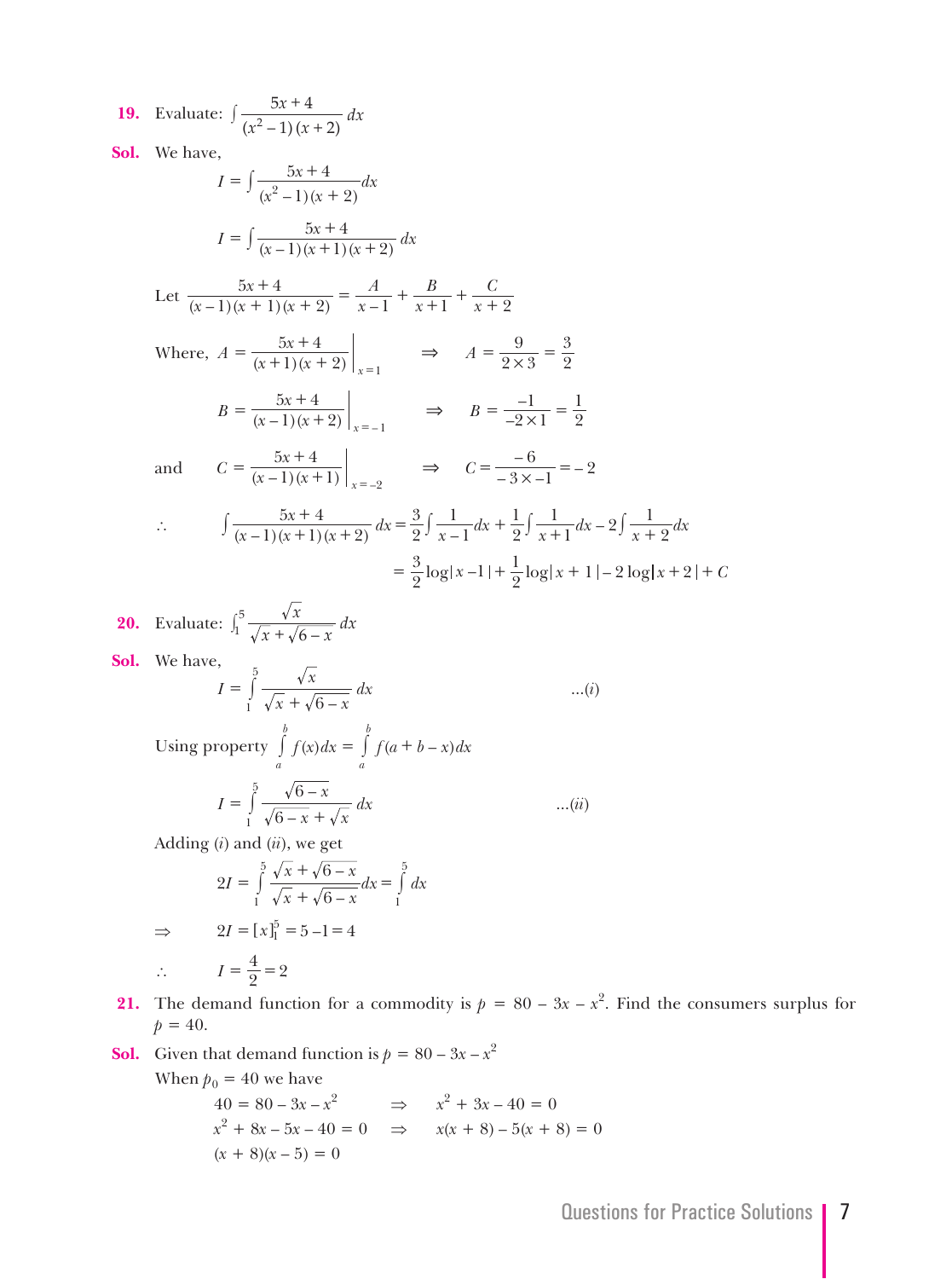**19.** Evaluate: $\int \frac{5x+4}{(x^2-1)(x+2)}\,dx$

**Sol.** We have,

$$I = \int \frac{5x+4}{(x^2-1)(x+2)}dx$$

$$I = \int \frac{5x+4}{(x-1)(x+1)(x+2)}\,dx$$

Let $\frac{5x+4}{(x-1)(x+1)(x+2)} = \frac{A}{x-1} + \frac{B}{x+1} + \frac{C}{x+2}$

Where, $A = \left.\frac{5x+4}{(x+1)(x+2)}\right|_{x=1} \quad \Rightarrow \quad A = \frac{9}{2\times 3} = \frac{3}{2}$

$B = \left.\frac{5x+4}{(x-1)(x+2)}\right|_{x=-1} \quad \Rightarrow \quad B = \frac{-1}{-2\times 1} = \frac{1}{2}$

and $\quad C = \left.\frac{5x+4}{(x-1)(x+1)}\right|_{x=-2} \quad \Rightarrow \quad C = \frac{-6}{-3\times -1} = -2$

$$\therefore \quad \int \frac{5x+4}{(x-1)(x+1)(x+2)}\,dx = \frac{3}{2}\int \frac{1}{x-1}dx + \frac{1}{2}\int \frac{1}{x+1}dx - 2\int \frac{1}{x+2}dx$$

$$= \frac{3}{2}\log|x-1| + \frac{1}{2}\log|x+1| - 2\log|x+2| + C$$

**20.** Evaluate: $\int_1^5 \frac{\sqrt{x}}{\sqrt{x}+\sqrt{6-x}}\,dx$

**Sol.** We have,

$$I = \int_1^5 \frac{\sqrt{x}}{\sqrt{x}+\sqrt{6-x}}\,dx \qquad \text{...}(i)$$

Using property $\int_a^b f(x)dx = \int_a^b f(a+b-x)dx$

$$I = \int_1^5 \frac{\sqrt{6-x}}{\sqrt{6-x}+\sqrt{x}}\,dx \qquad \text{...}(ii)$$

Adding (*i*) and (*ii*), we get

$$2I = \int_1^5 \frac{\sqrt{x}+\sqrt{6-x}}{\sqrt{x}+\sqrt{6-x}}dx = \int_1^5 dx$$

$$\Rightarrow \quad 2I = [x]_1^5 = 5-1 = 4$$

$$\therefore \quad I = \frac{4}{2} = 2$$

**21.** The demand function for a commodity is $p = 80 - 3x - x^2$. Find the consumers surplus for $p = 40$.

**Sol.** Given that demand function is $p = 80 - 3x - x^2$

When $p_0 = 40$ we have

$$40 = 80 - 3x - x^2 \quad \Rightarrow \quad x^2 + 3x - 40 = 0$$

$$x^2 + 8x - 5x - 40 = 0 \quad \Rightarrow \quad x(x+8) - 5(x+8) = 0$$

$$(x+8)(x-5) = 0$$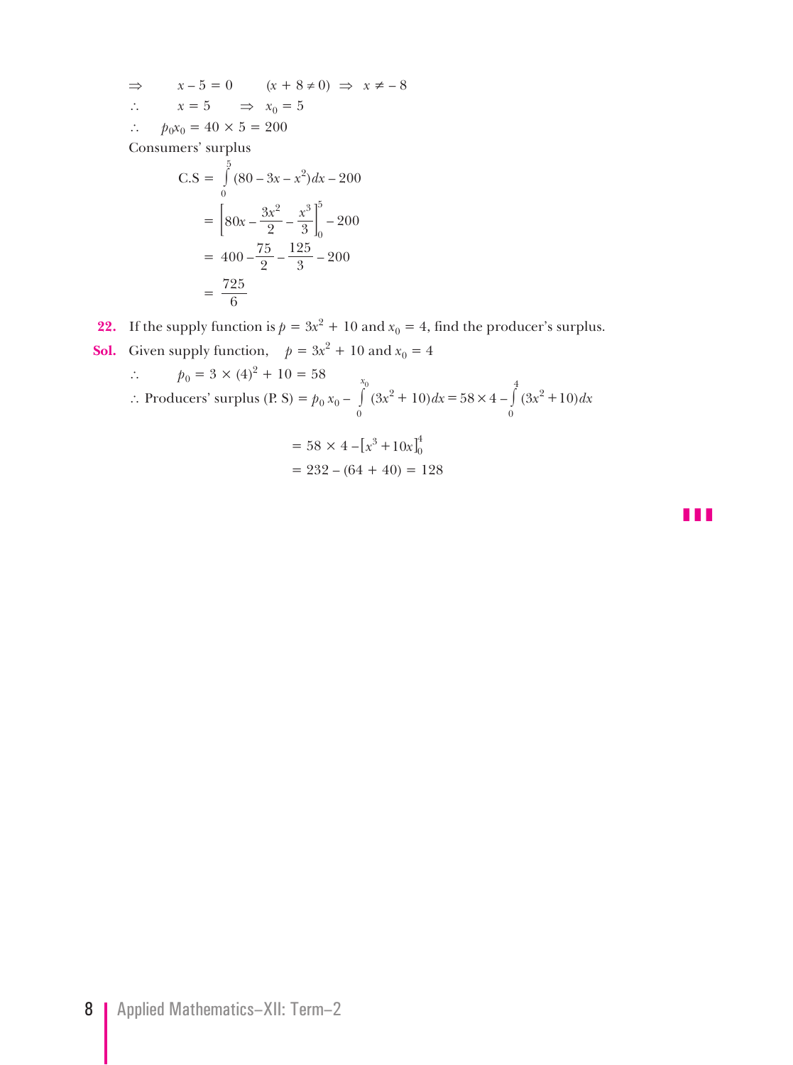$\Rightarrow \quad x - 5 = 0 \quad (x + 8 \neq 0) \Rightarrow x \neq -8$

$\therefore \quad x = 5 \quad \Rightarrow x_0 = 5$

$\therefore \quad p_0 x_0 = 40 \times 5 = 200$

Consumers' surplus

$$\text{C.S} = \int_0^5 (80 - 3x - x^2)dx - 200$$

$$= \left[80x - \frac{3x^2}{2} - \frac{x^3}{3}\right]_0^5 - 200$$

$$= 400 - \frac{75}{2} - \frac{125}{3} - 200$$

$$= \frac{725}{6}$$

**22.** If the supply function is $p = 3x^2 + 10$ and $x_0 = 4$, find the producer's surplus.

**Sol.** Given supply function, $p = 3x^2 + 10$ and $x_0 = 4$

$\therefore \quad p_0 = 3 \times (4)^2 + 10 = 58$

$\therefore$ Producers' surplus (P. S) $= p_0\, x_0 - \int_0^{x_0} (3x^2 + 10)dx = 58 \times 4 - \int_0^4 (3x^2 + 10)dx$

$$= 58 \times 4 - [x^3 + 10x]_0^4$$

$$= 232 - (64 + 40) = 128$$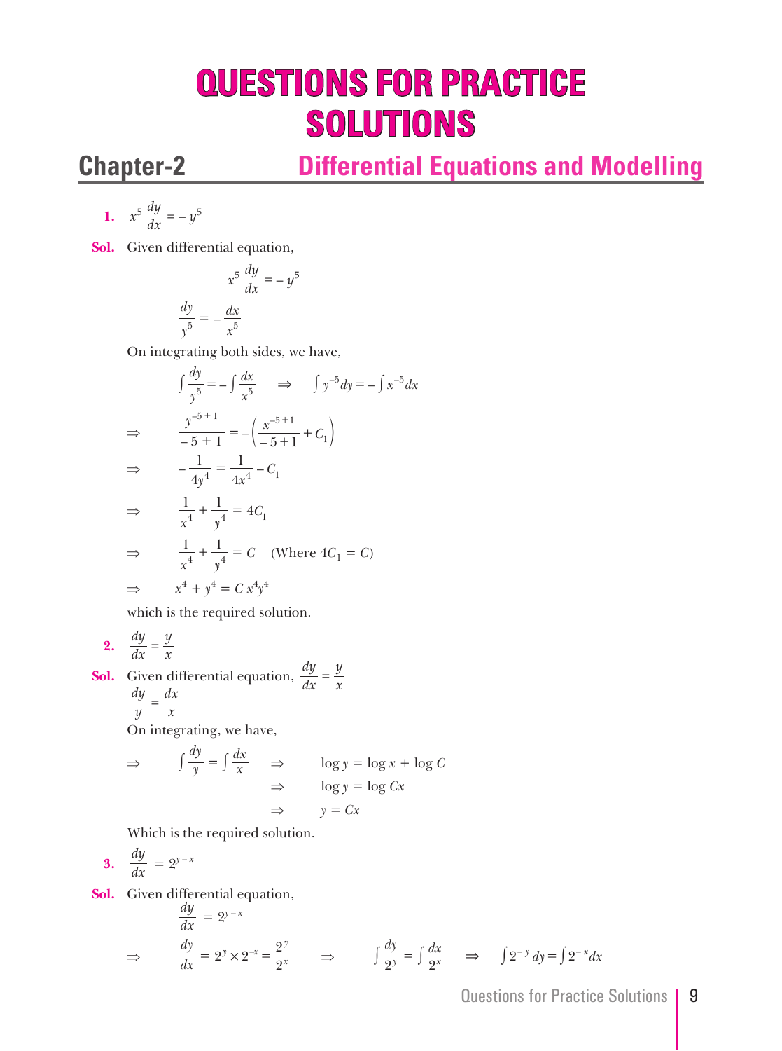# QUESTIONS FOR PRACTICE SOLUTIONS

## Chapter-2 Differential Equations and Modelling

**1.** $x^5 \dfrac{dy}{dx} = -y^5$

**Sol.** Given differential equation,

$$x^5 \frac{dy}{dx} = -y^5$$

$$\frac{dy}{y^5} = -\frac{dx}{x^5}$$

On integrating both sides, we have,

$$\int \frac{dy}{y^5} = -\int \frac{dx}{x^5} \quad \Rightarrow \quad \int y^{-5} dy = -\int x^{-5} dx$$

$$\Rightarrow \quad \frac{y^{-5+1}}{-5+1} = -\left(\frac{x^{-5+1}}{-5+1} + C_1\right)$$

$$\Rightarrow \quad -\frac{1}{4y^4} = \frac{1}{4x^4} - C_1$$

$$\Rightarrow \quad \frac{1}{x^4} + \frac{1}{y^4} = 4C_1$$

$$\Rightarrow \quad \frac{1}{x^4} + \frac{1}{y^4} = C \quad \text{(Where } 4C_1 = C\text{)}$$

$$\Rightarrow \quad x^4 + y^4 = C\, x^4 y^4$$

which is the required solution.

**2.** $\dfrac{dy}{dx} = \dfrac{y}{x}$

**Sol.** Given differential equation, $\dfrac{dy}{dx} = \dfrac{y}{x}$

$$\frac{dy}{y} = \frac{dx}{x}$$

On integrating, we have,

$$\Rightarrow \quad \int \frac{dy}{y} = \int \frac{dx}{x} \quad \Rightarrow \quad \log y = \log x + \log C$$

$$\Rightarrow \quad \log y = \log Cx$$

$$\Rightarrow \quad y = Cx$$

Which is the required solution.

**3.** $\dfrac{dy}{dx} = 2^{y-x}$

**Sol.** Given differential equation,

$$\frac{dy}{dx} = 2^{y-x}$$

$$\Rightarrow \quad \frac{dy}{dx} = 2^y \times 2^{-x} = \frac{2^y}{2^x} \quad \Rightarrow \quad \int \frac{dy}{2^y} = \int \frac{dx}{2^x} \quad \Rightarrow \quad \int 2^{-y}\, dy = \int 2^{-x} dx$$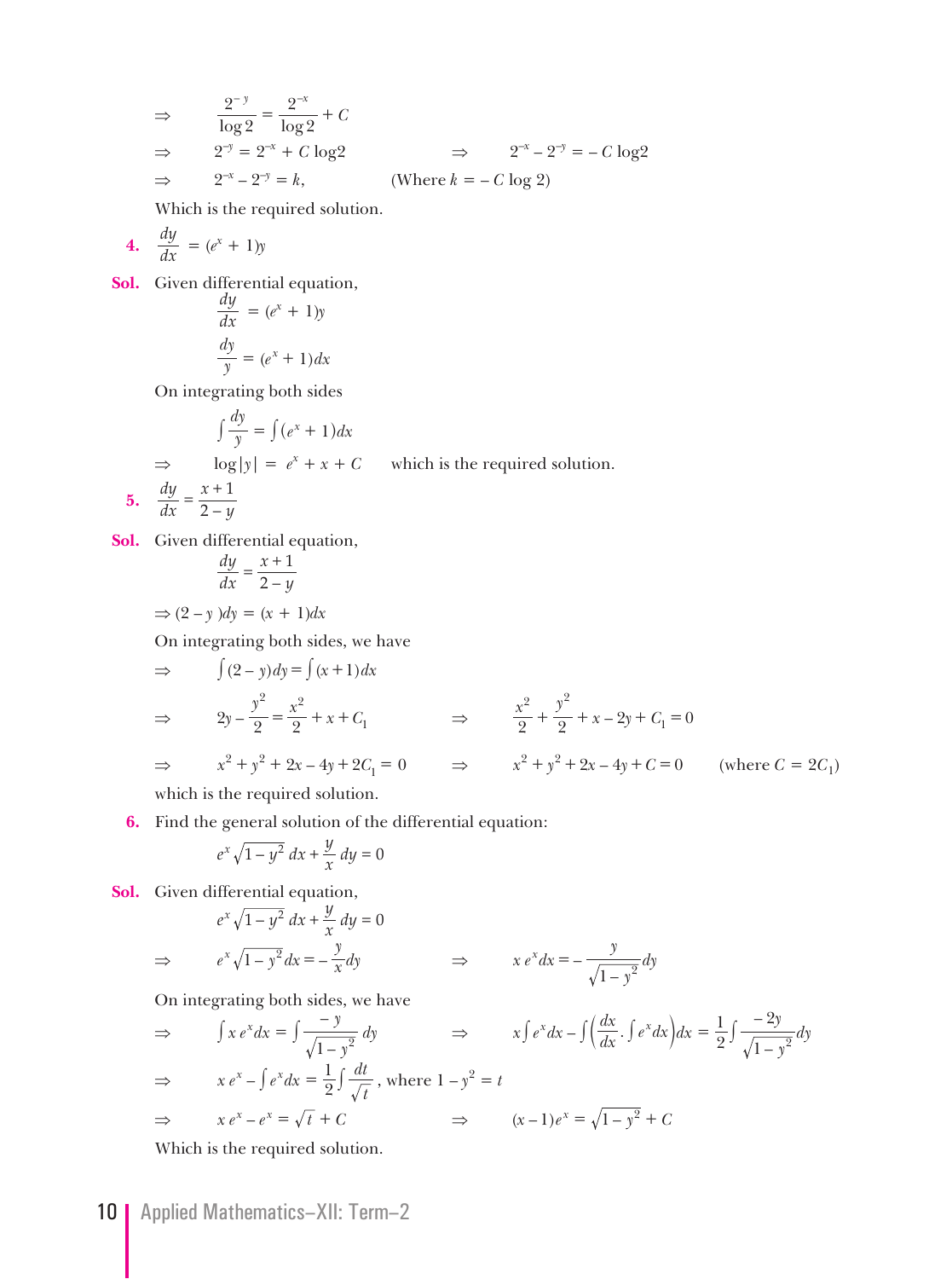$$\Rightarrow \quad \frac{2^{-y}}{\log 2} = \frac{2^{-x}}{\log 2} + C$$

$$\Rightarrow \quad 2^{-y} = 2^{-x} + C \log 2 \qquad \Rightarrow \quad 2^{-x} - 2^{-y} = -C \log 2$$

$$\Rightarrow \quad 2^{-x} - 2^{-y} = k, \qquad \text{(Where } k = -C \log 2\text{)}$$

Which is the required solution.

**4.** $\dfrac{dy}{dx} = (e^x + 1)y$

**Sol.** Given differential equation,

$$\frac{dy}{dx} = (e^x + 1)y$$

$$\frac{dy}{y} = (e^x + 1)dx$$

On integrating both sides

$$\int \frac{dy}{y} = \int (e^x + 1)dx$$

$$\Rightarrow \quad \log|y| = e^x + x + C \qquad \text{which is the required solution.}$$

**5.** $\dfrac{dy}{dx} = \dfrac{x+1}{2-y}$

**Sol.** Given differential equation,

$$\frac{dy}{dx} = \frac{x+1}{2-y}$$

$$\Rightarrow (2-y)dy = (x+1)dx$$

On integrating both sides, we have

$$\Rightarrow \quad \int (2-y)dy = \int (x+1)dx$$

$$\Rightarrow \quad 2y - \frac{y^2}{2} = \frac{x^2}{2} + x + C_1 \qquad \Rightarrow \quad \frac{x^2}{2} + \frac{y^2}{2} + x - 2y + C_1 = 0$$

$$\Rightarrow \quad x^2 + y^2 + 2x - 4y + 2C_1 = 0 \qquad \Rightarrow \quad x^2 + y^2 + 2x - 4y + C = 0 \qquad \text{(where } C = 2C_1\text{)}$$

which is the required solution.

**6.** Find the general solution of the differential equation:

$$e^x\sqrt{1-y^2}\, dx + \frac{y}{x}\, dy = 0$$

**Sol.** Given differential equation,

$$e^x\sqrt{1-y^2}\, dx + \frac{y}{x}\, dy = 0$$

$$\Rightarrow \quad e^x\sqrt{1-y^2}\, dx = -\frac{y}{x}dy \qquad \Rightarrow \quad x\, e^x dx = -\frac{y}{\sqrt{1-y^2}}dy$$

On integrating both sides, we have

$$\Rightarrow \quad \int x\, e^x dx = \int \frac{-y}{\sqrt{1-y^2}}\, dy \qquad \Rightarrow \quad x\int e^x dx - \int \left(\frac{dx}{dx} . \int e^x dx\right)dx = \frac{1}{2}\int \frac{-2y}{\sqrt{1-y^2}}dy$$

$$\Rightarrow \quad x\, e^x - \int e^x dx = \frac{1}{2}\int \frac{dt}{\sqrt{t}}, \text{ where } 1 - y^2 = t$$

$$\Rightarrow \quad x\, e^x - e^x = \sqrt{t} + C \qquad \Rightarrow \quad (x-1)e^x = \sqrt{1-y^2} + C$$

Which is the required solution.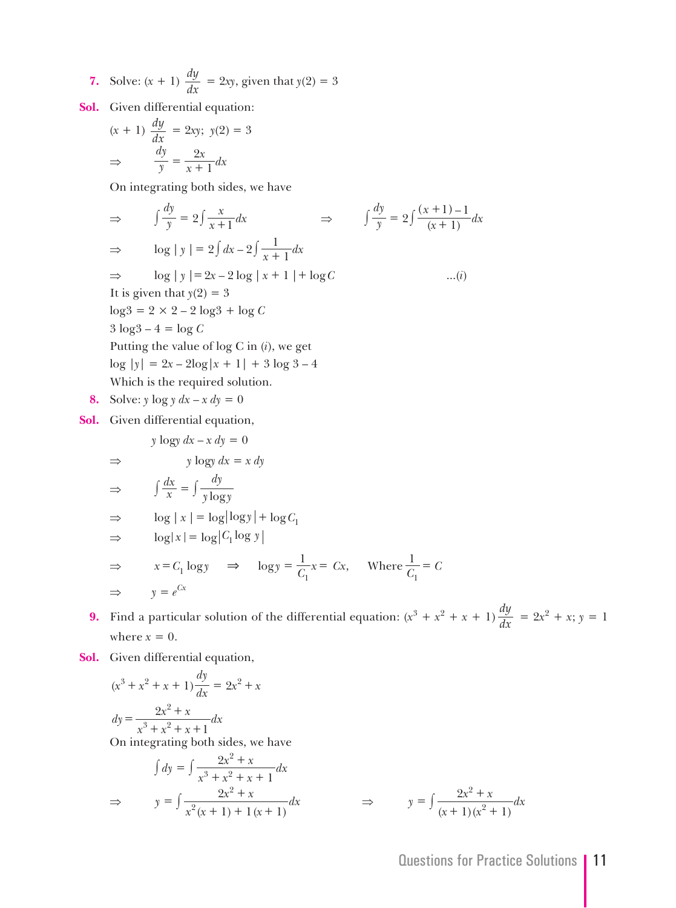**7.** Solve: $(x + 1)\dfrac{dy}{dx} = 2xy$, given that $y(2) = 3$

**Sol.** Given differential equation:

$$(x + 1)\frac{dy}{dx} = 2xy;\ y(2) = 3$$

$$\Rightarrow \quad \frac{dy}{y} = \frac{2x}{x+1}dx$$

On integrating both sides, we have

$$\Rightarrow \quad \int \frac{dy}{y} = 2\int \frac{x}{x+1}dx \qquad \Rightarrow \qquad \int \frac{dy}{y} = 2\int \frac{(x+1)-1}{(x+1)}dx$$

$$\Rightarrow \quad \log|y| = 2\int dx - 2\int \frac{1}{x+1}dx$$

$$\Rightarrow \quad \log|y| = 2x - 2\log|x+1| + \log C \qquad \text{...}(i)$$

It is given that $y(2) = 3$

$\log 3 = 2 \times 2 - 2\log 3 + \log C$

$3\log 3 - 4 = \log C$

Putting the value of log C in $(i)$, we get

$\log|y| = 2x - 2\log|x+1| + 3\log 3 - 4$

Which is the required solution.

**8.** Solve: $y \log y\, dx - x\, dy = 0$

**Sol.** Given differential equation,

$$y \log y\, dx - x\, dy = 0$$

$$\Rightarrow \quad y \log y\, dx = x\, dy$$

$$\Rightarrow \quad \int \frac{dx}{x} = \int \frac{dy}{y \log y}$$

$$\Rightarrow \quad \log|x| = \log|\log y| + \log C_1$$

$$\Rightarrow \quad \log|x| = \log|C_1 \log y|$$

$$\Rightarrow \quad x = C_1 \log y \quad \Rightarrow \quad \log y = \frac{1}{C_1}x = Cx, \quad \text{Where } \frac{1}{C_1} = C$$

$$\Rightarrow \quad y = e^{Cx}$$

**9.** Find a particular solution of the differential equation: $(x^3 + x^2 + x + 1)\dfrac{dy}{dx} = 2x^2 + x$; $y = 1$ where $x = 0$.

**Sol.** Given differential equation,

$$(x^3 + x^2 + x + 1)\frac{dy}{dx} = 2x^2 + x$$

$$dy = \frac{2x^2 + x}{x^3 + x^2 + x + 1}dx$$

On integrating both sides, we have

$$\int dy = \int \frac{2x^2 + x}{x^3 + x^2 + x + 1}dx$$

$$\Rightarrow \quad y = \int \frac{2x^2 + x}{x^2(x+1) + 1(x+1)}dx \qquad \Rightarrow \qquad y = \int \frac{2x^2 + x}{(x+1)(x^2+1)}dx$$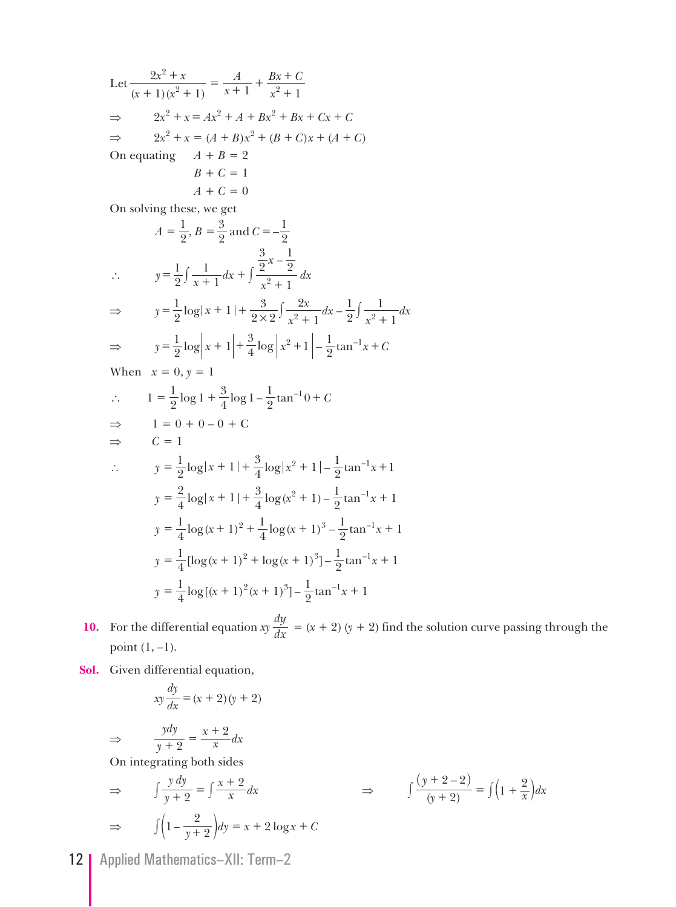Let $\dfrac{2x^2 + x}{(x+1)(x^2+1)} = \dfrac{A}{x+1} + \dfrac{Bx + C}{x^2+1}$

$\Rightarrow \quad 2x^2 + x = Ax^2 + A + Bx^2 + Bx + Cx + C$

$\Rightarrow \quad 2x^2 + x = (A + B)x^2 + (B + C)x + (A + C)$

On equating $\quad A + B = 2$

$B + C = 1$

$A + C = 0$

On solving these, we get

$$A = \frac{1}{2}, B = \frac{3}{2} \text{ and } C = -\frac{1}{2}$$

$$\therefore \quad y = \frac{1}{2}\int \frac{1}{x+1}dx + \int \frac{\frac{3}{2}x - \frac{1}{2}}{x^2+1}dx$$

$$\Rightarrow \quad y = \frac{1}{2}\log|x+1| + \frac{3}{2\times 2}\int \frac{2x}{x^2+1}dx - \frac{1}{2}\int \frac{1}{x^2+1}dx$$

$$\Rightarrow \quad y = \frac{1}{2}\log\left|x+1\right| + \frac{3}{4}\log\left|x^2+1\right| - \frac{1}{2}\tan^{-1}x + C$$

When $\;x = 0, y = 1$

$$\therefore \quad 1 = \frac{1}{2}\log 1 + \frac{3}{4}\log 1 - \frac{1}{2}\tan^{-1}0 + C$$

$$\Rightarrow \quad 1 = 0 + 0 - 0 + \text{C}$$

$$\Rightarrow \quad C = 1$$

$$\therefore \quad y = \frac{1}{2}\log|x+1| + \frac{3}{4}\log|x^2+1| - \frac{1}{2}\tan^{-1}x + 1$$

$$y = \frac{2}{4}\log|x+1| + \frac{3}{4}\log(x^2+1) - \frac{1}{2}\tan^{-1}x + 1$$

$$y = \frac{1}{4}\log(x+1)^2 + \frac{1}{4}\log(x+1)^3 - \frac{1}{2}\tan^{-1}x + 1$$

$$y = \frac{1}{4}[\log(x+1)^2 + \log(x+1)^3] - \frac{1}{2}\tan^{-1}x + 1$$

$$y = \frac{1}{4}\log[(x+1)^2(x+1)^3] - \frac{1}{2}\tan^{-1}x + 1$$

**10.** For the differential equation $xy\dfrac{dy}{dx} = (x+2)(y+2)$ find the solution curve passing through the point $(1, -1)$.

**Sol.** Given differential equation,

$$xy\frac{dy}{dx} = (x+2)(y+2)$$

$$\Rightarrow \quad \frac{y\,dy}{y+2} = \frac{x+2}{x}dx$$

On integrating both sides

$$\Rightarrow \quad \int \frac{y\,dy}{y+2} = \int \frac{x+2}{x}dx \qquad \Rightarrow \quad \int \frac{(y+2-2)}{(y+2)} = \int\left(1 + \frac{2}{x}\right)dx$$

$$\Rightarrow \quad \int\left(1 - \frac{2}{y+2}\right)dy = x + 2\log x + C$$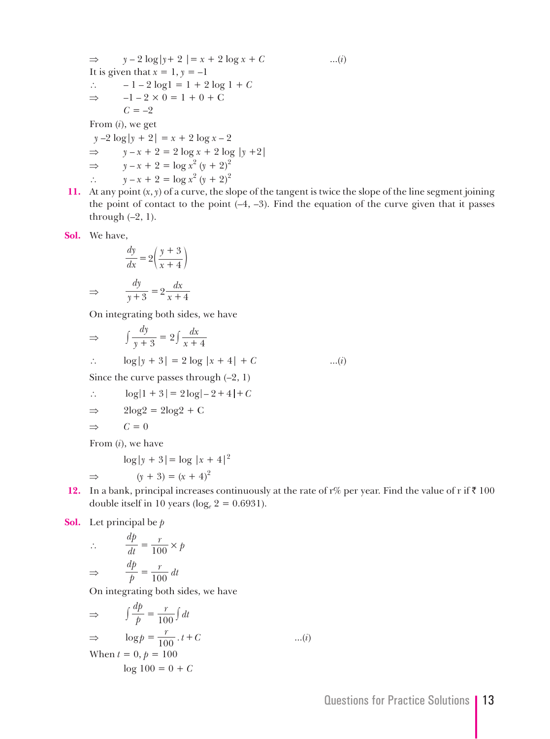$\Rightarrow \quad y - 2\log|y + 2| = x + 2\log x + C \quad \ldots(i)$

It is given that $x = 1, y = -1$

$\therefore \quad -1 - 2\log 1 = 1 + 2\log 1 + C$

$\Rightarrow \quad -1 - 2 \times 0 = 1 + 0 + C$

$C = -2$

From $(i)$, we get

$y - 2\log|y + 2| = x + 2\log x - 2$

$\Rightarrow \quad y - x + 2 = 2\log x + 2\log|y + 2|$

$\Rightarrow \quad y - x + 2 = \log x^2 (y + 2)^2$

$\therefore \quad y - x + 2 = \log x^2 (y + 2)^2$

**11.** At any point $(x, y)$ of a curve, the slope of the tangent is twice the slope of the line segment joining the point of contact to the point $(-4, -3)$. Find the equation of the curve given that it passes through $(-2, 1)$.

**Sol.** We have,

$$\frac{dy}{dx} = 2\left(\frac{y + 3}{x + 4}\right)$$

$$\Rightarrow \quad \frac{dy}{y + 3} = 2\frac{dx}{x + 4}$$

On integrating both sides, we have

$$\Rightarrow \quad \int \frac{dy}{y + 3} = 2\int \frac{dx}{x + 4}$$

$\therefore \quad \log|y + 3| = 2\log|x + 4| + C \quad \ldots(i)$

Since the curve passes through $(-2, 1)$

$\therefore \quad \log|1 + 3| = 2\log|-2 + 4| + C$

$\Rightarrow \quad 2\log 2 = 2\log 2 + C$

$\Rightarrow \quad C = 0$

From $(i)$, we have

$\log|y + 3| = \log|x + 4|^2$

$\Rightarrow \quad (y + 3) = (x + 4)^2$

**12.** In a bank, principal increases continuously at the rate of r% per year. Find the value of r if ₹ 100 double itself in 10 years ($\log_e 2 = 0.6931$).

**Sol.** Let principal be $p$

$$\therefore \quad \frac{dp}{dt} = \frac{r}{100} \times p$$

$$\Rightarrow \quad \frac{dp}{p} = \frac{r}{100}\, dt$$

On integrating both sides, we have

$$\Rightarrow \quad \int \frac{dp}{p} = \frac{r}{100}\int dt$$

$\Rightarrow \quad \log p = \frac{r}{100} \cdot t + C \quad \ldots(i)$

When $t = 0, p = 100$

$\log 100 = 0 + C$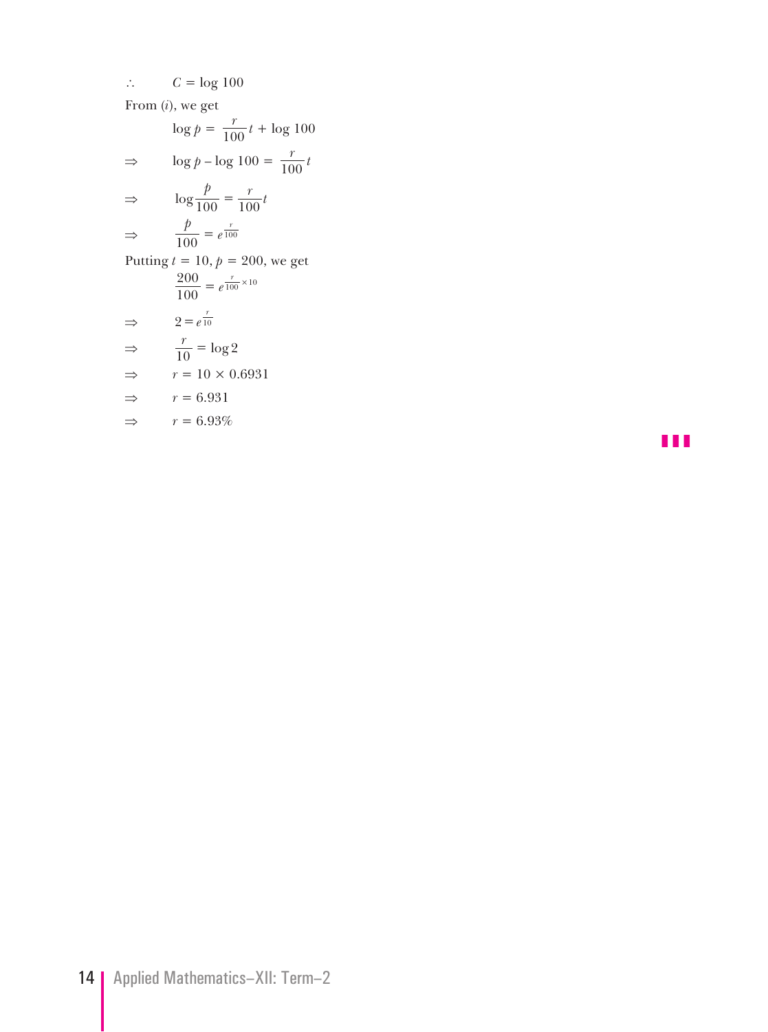$\therefore \quad C = \log 100$

From ($i$), we get

$$\log p = \frac{r}{100}t + \log 100$$

$$\Rightarrow \quad \log p - \log 100 = \frac{r}{100}t$$

$$\Rightarrow \quad \log \frac{p}{100} = \frac{r}{100}t$$

$$\Rightarrow \quad \frac{p}{100} = e^{\frac{r}{100}}$$

Putting $t = 10, p = 200$, we get

$$\frac{200}{100} = e^{\frac{r}{100} \times 10}$$

$$\Rightarrow \quad 2 = e^{\frac{r}{10}}$$

$$\Rightarrow \quad \frac{r}{10} = \log 2$$

$$\Rightarrow \quad r = 10 \times 0.6931$$

$$\Rightarrow \quad r = 6.931$$

$$\Rightarrow \quad r = 6.93\%$$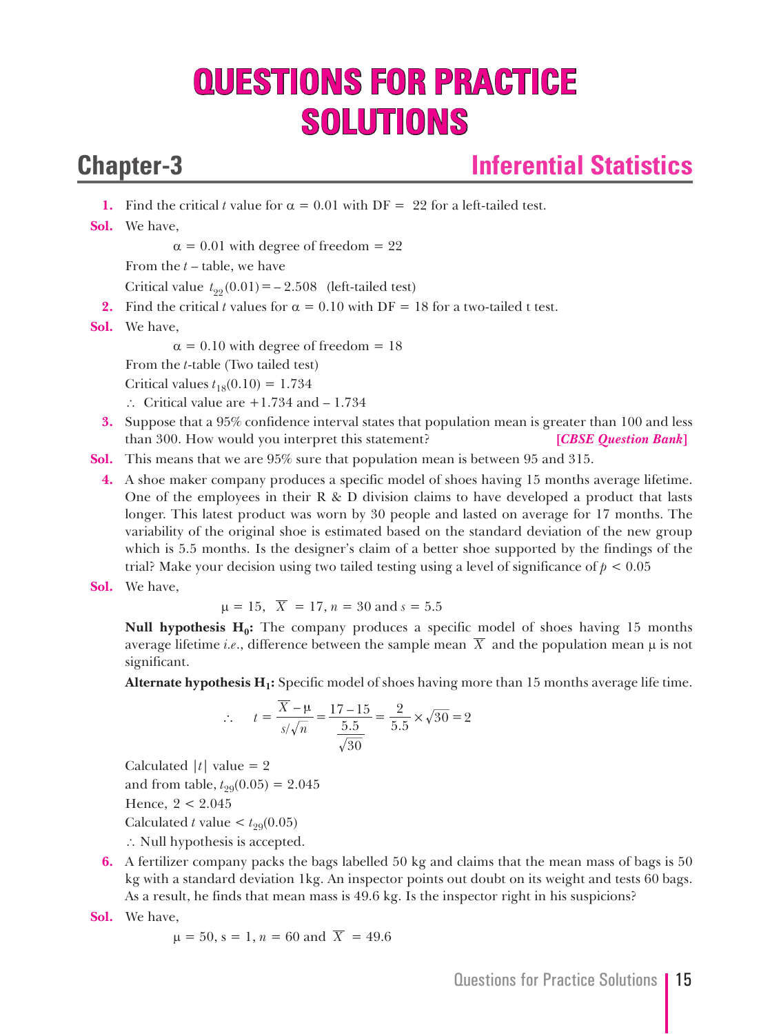# QUESTIONS FOR PRACTICE SOLUTIONS

## Chapter-3 Inferential Statistics

**1.** Find the critical $t$ value for $\alpha = 0.01$ with DF = 22 for a left-tailed test.

**Sol.** We have,

$\alpha = 0.01$ with degree of freedom = 22

From the $t$ – table, we have

Critical value $t_{22}(0.01) = -2.508$ (left-tailed test)

**2.** Find the critical $t$ values for $\alpha = 0.10$ with DF = 18 for a two-tailed t test.

**Sol.** We have,

$\alpha = 0.10$ with degree of freedom = 18

From the $t$-table (Two tailed test)

Critical values $t_{18}(0.10) = 1.734$

$\therefore$ Critical value are +1.734 and – 1.734

**3.** Suppose that a 95% confidence interval states that population mean is greater than 100 and less than 300. How would you interpret this statement? ***[CBSE Question Bank]***

**Sol.** This means that we are 95% sure that population mean is between 95 and 315.

**4.** A shoe maker company produces a specific model of shoes having 15 months average lifetime. One of the employees in their R & D division claims to have developed a product that lasts longer. This latest product was worn by 30 people and lasted on average for 17 months. The variability of the original shoe is estimated based on the standard deviation of the new group which is 5.5 months. Is the designer's claim of a better shoe supported by the findings of the trial? Make your decision using two tailed testing using a level of significance of $p < 0.05$

**Sol.** We have,

$$\mu = 15,\ \overline{X} = 17, n = 30 \text{ and } s = 5.5$$

**Null hypothesis $H_0$:** The company produces a specific model of shoes having 15 months average lifetime *i.e.*, difference between the sample mean $\overline{X}$ and the population mean $\mu$ is not significant.

**Alternate hypothesis $H_1$:** Specific model of shoes having more than 15 months average life time.

$$\therefore \quad t = \frac{\overline{X} - \mu}{s/\sqrt{n}} = \frac{17 - 15}{\frac{5.5}{\sqrt{30}}} = \frac{2}{5.5} \times \sqrt{30} = 2$$

Calculated $|t|$ value = 2

and from table, $t_{29}(0.05) = 2.045$

Hence, $2 < 2.045$

Calculated $t$ value $< t_{29}(0.05)$

$\therefore$ Null hypothesis is accepted.

**6.** A fertilizer company packs the bags labelled 50 kg and claims that the mean mass of bags is 50 kg with a standard deviation 1kg. An inspector points out doubt on its weight and tests 60 bags. As a result, he finds that mean mass is 49.6 kg. Is the inspector right in his suspicions?

**Sol.** We have,

$$\mu = 50,\ s = 1,\ n = 60 \text{ and } \overline{X} = 49.6$$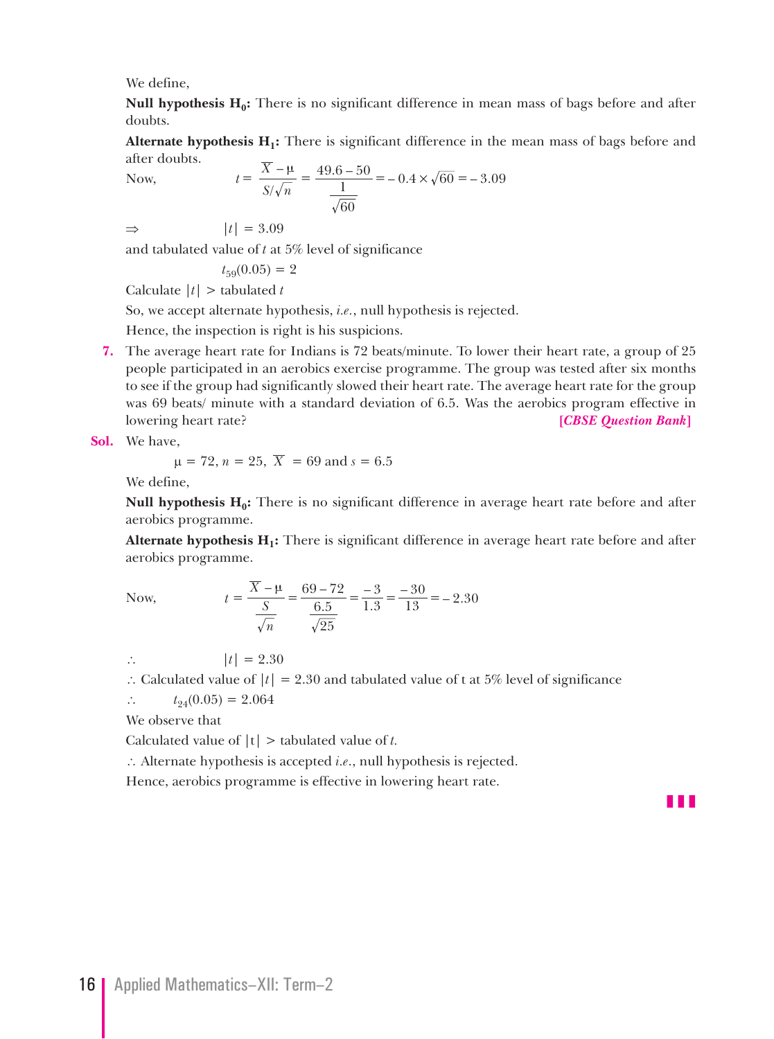We define,

**Null hypothesis $H_0$:** There is no significant difference in mean mass of bags before and after doubts.

**Alternate hypothesis $H_1$:** There is significant difference in the mean mass of bags before and after doubts.

Now, $$t = \frac{\overline{X} - \mu}{S/\sqrt{n}} = \frac{49.6 - 50}{\frac{1}{\sqrt{60}}} = -0.4 \times \sqrt{60} = -3.09$$

$\Rightarrow$ $|t| = 3.09$

and tabulated value of $t$ at 5% level of significance

$t_{59}(0.05) = 2$

Calculate $|t| >$ tabulated $t$

So, we accept alternate hypothesis, *i.e.*, null hypothesis is rejected.

Hence, the inspection is right is his suspicions.

**7.** The average heart rate for Indians is 72 beats/minute. To lower their heart rate, a group of 25 people participated in an aerobics exercise programme. The group was tested after six months to see if the group had significantly slowed their heart rate. The average heart rate for the group was 69 beats/ minute with a standard deviation of 6.5. Was the aerobics program effective in lowering heart rate? **[*CBSE Question Bank*]**

**Sol.** We have,

$\mu = 72, n = 25, \overline{X} = 69$ and $s = 6.5$

We define,

**Null hypothesis $H_0$:** There is no significant difference in average heart rate before and after aerobics programme.

**Alternate hypothesis $H_1$:** There is significant difference in average heart rate before and after aerobics programme.

Now, $$t = \frac{\overline{X} - \mu}{\frac{S}{\sqrt{n}}} = \frac{69 - 72}{\frac{6.5}{\sqrt{25}}} = \frac{-3}{1.3} = \frac{-30}{13} = -2.30$$

$\therefore$ $|t| = 2.30$

$\therefore$ Calculated value of $|t| = 2.30$ and tabulated value of t at 5% level of significance

$\therefore$ $t_{24}(0.05) = 2.064$

We observe that

Calculated value of $|t| >$ tabulated value of $t$.

$\therefore$ Alternate hypothesis is accepted *i.e.*, null hypothesis is rejected.

Hence, aerobics programme is effective in lowering heart rate.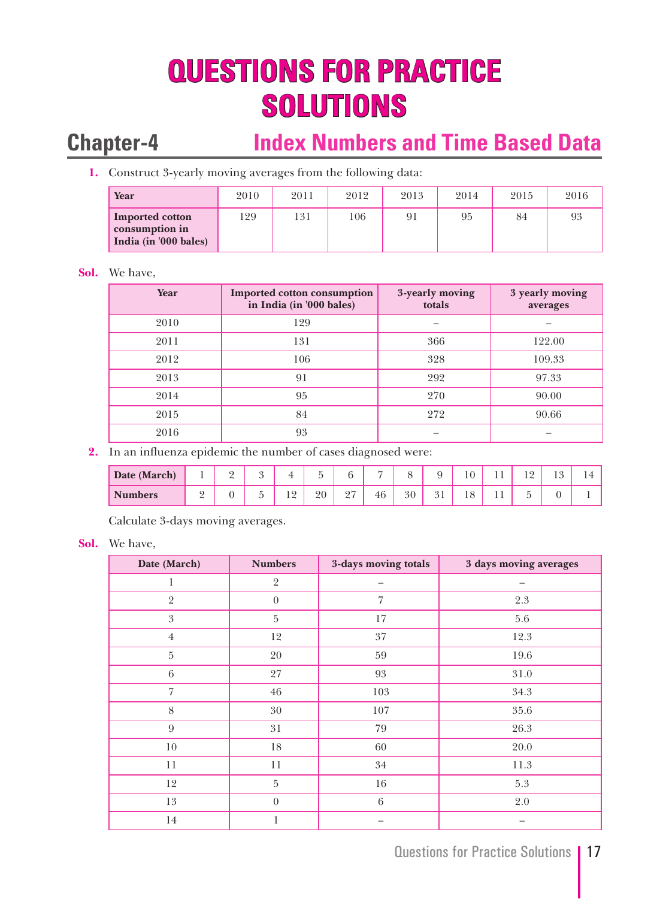# QUESTIONS FOR PRACTICE SOLUTIONS

## Chapter-4 Index Numbers and Time Based Data

**1.** Construct 3-yearly moving averages from the following data:

| Year | 2010 | 2011 | 2012 | 2013 | 2014 | 2015 | 2016 |
|---|---|---|---|---|---|---|---|
| Imported cotton consumption in India (in '000 bales) | 129 | 131 | 106 | 91 | 95 | 84 | 93 |

**Sol.** We have,

| Year | Imported cotton consumption in India (in '000 bales) | 3-yearly moving totals | 3 yearly moving averages |
|---|---|---|---|
| 2010 | 129 | – | – |
| 2011 | 131 | 366 | 122.00 |
| 2012 | 106 | 328 | 109.33 |
| 2013 | 91 | 292 | 97.33 |
| 2014 | 95 | 270 | 90.00 |
| 2015 | 84 | 272 | 90.66 |
| 2016 | 93 | – | – |

**2.** In an influenza epidemic the number of cases diagnosed were:

| Date (March) | 1 | 2 | 3 | 4 | 5 | 6 | 7 | 8 | 9 | 10 | 11 | 12 | 13 | 14 |
|---|---|---|---|---|---|---|---|---|---|---|---|---|---|---|
| Numbers | 2 | 0 | 5 | 12 | 20 | 27 | 46 | 30 | 31 | 18 | 11 | 5 | 0 | 1 |

Calculate 3-days moving averages.

**Sol.** We have,

| Date (March) | Numbers | 3-days moving totals | 3 days moving averages |
|---|---|---|---|
| 1 | 2 | – | – |
| 2 | 0 | 7 | 2.3 |
| 3 | 5 | 17 | 5.6 |
| 4 | 12 | 37 | 12.3 |
| 5 | 20 | 59 | 19.6 |
| 6 | 27 | 93 | 31.0 |
| 7 | 46 | 103 | 34.3 |
| 8 | 30 | 107 | 35.6 |
| 9 | 31 | 79 | 26.3 |
| 10 | 18 | 60 | 20.0 |
| 11 | 11 | 34 | 11.3 |
| 12 | 5 | 16 | 5.3 |
| 13 | 0 | 6 | 2.0 |
| 14 | 1 | – | – |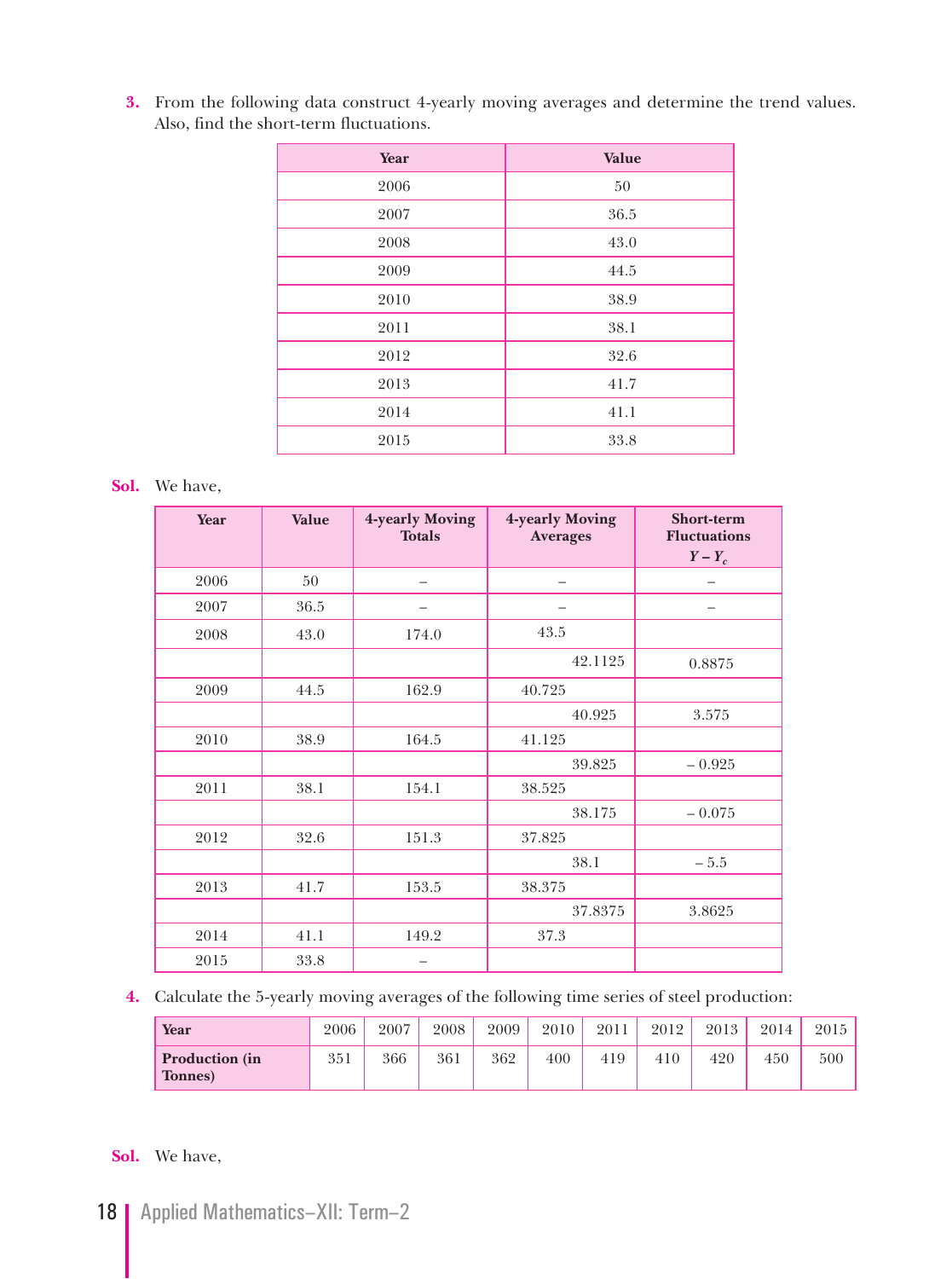**3.** From the following data construct 4-yearly moving averages and determine the trend values. Also, find the short-term fluctuations.

| Year | Value |
|---|---|
| 2006 | 50 |
| 2007 | 36.5 |
| 2008 | 43.0 |
| 2009 | 44.5 |
| 2010 | 38.9 |
| 2011 | 38.1 |
| 2012 | 32.6 |
| 2013 | 41.7 |
| 2014 | 41.1 |
| 2015 | 33.8 |

**Sol.** We have,

| Year | Value | 4-yearly Moving Totals | 4-yearly Moving Averages | Short-term Fluctuations $Y - Y_c$ |
|---|---|---|---|---|
| 2006 | 50 | – | – | – |
| 2007 | 36.5 | – | – | – |
| 2008 | 43.0 | 174.0 | 43.5 | |
| | | | 42.1125 | 0.8875 |
| 2009 | 44.5 | 162.9 | 40.725 | |
| | | | 40.925 | 3.575 |
| 2010 | 38.9 | 164.5 | 41.125 | |
| | | | 39.825 | – 0.925 |
| 2011 | 38.1 | 154.1 | 38.525 | |
| | | | 38.175 | – 0.075 |
| 2012 | 32.6 | 151.3 | 37.825 | |
| | | | 38.1 | – 5.5 |
| 2013 | 41.7 | 153.5 | 38.375 | |
| | | | 37.8375 | 3.8625 |
| 2014 | 41.1 | 149.2 | 37.3 | |
| 2015 | 33.8 | – | | |

**4.** Calculate the 5-yearly moving averages of the following time series of steel production:

| Year | 2006 | 2007 | 2008 | 2009 | 2010 | 2011 | 2012 | 2013 | 2014 | 2015 |
|---|---|---|---|---|---|---|---|---|---|---|
| Production (in Tonnes) | 351 | 366 | 361 | 362 | 400 | 419 | 410 | 420 | 450 | 500 |

**Sol.** We have,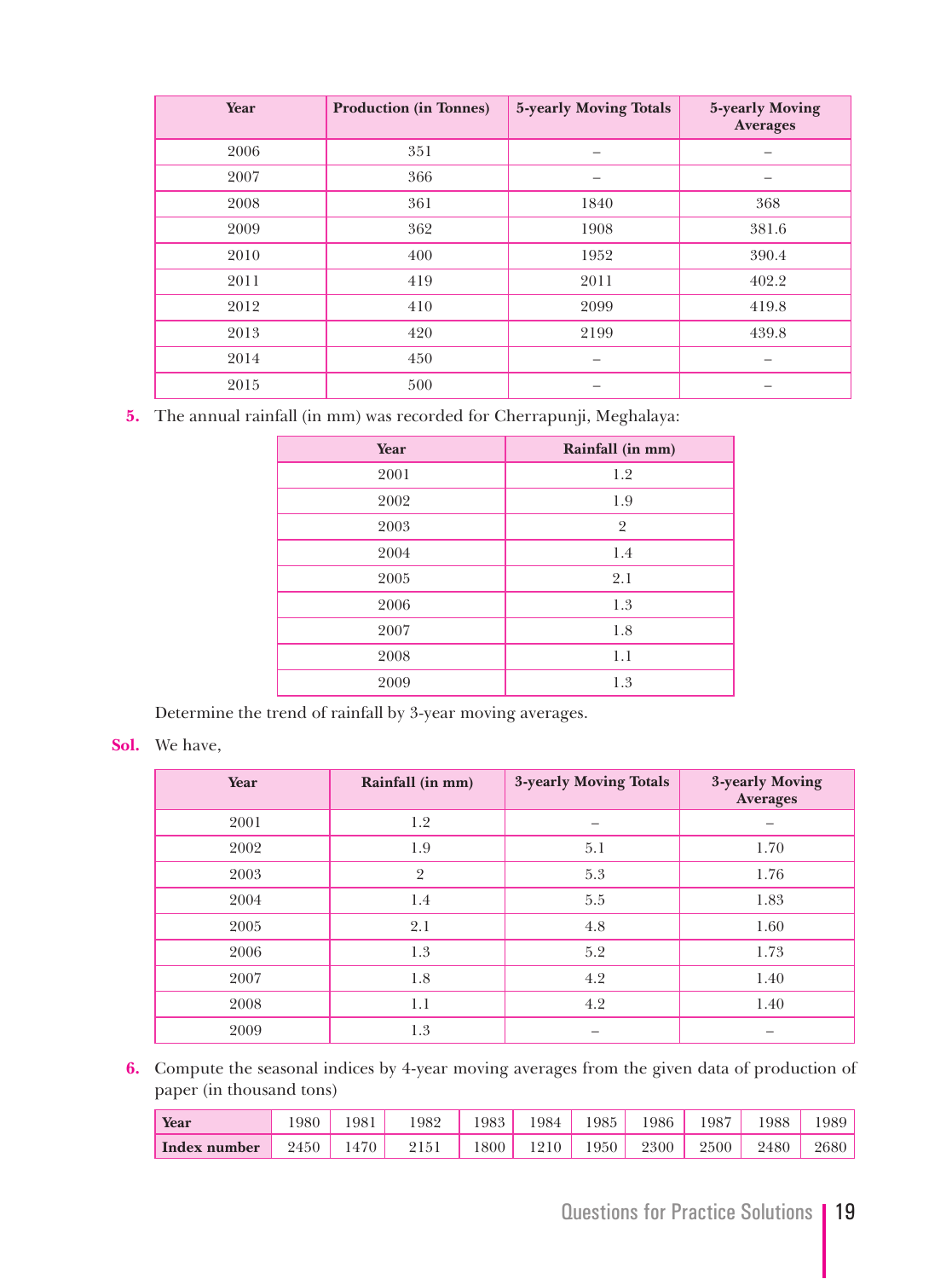| Year | Production (in Tonnes) | 5-yearly Moving Totals | 5-yearly Moving Averages |
|---|---|---|---|
| 2006 | 351 | – | – |
| 2007 | 366 | – | – |
| 2008 | 361 | 1840 | 368 |
| 2009 | 362 | 1908 | 381.6 |
| 2010 | 400 | 1952 | 390.4 |
| 2011 | 419 | 2011 | 402.2 |
| 2012 | 410 | 2099 | 419.8 |
| 2013 | 420 | 2199 | 439.8 |
| 2014 | 450 | – | – |
| 2015 | 500 | – | – |

**5.** The annual rainfall (in mm) was recorded for Cherrapunji, Meghalaya:

| Year | Rainfall (in mm) |
|---|---|
| 2001 | 1.2 |
| 2002 | 1.9 |
| 2003 | 2 |
| 2004 | 1.4 |
| 2005 | 2.1 |
| 2006 | 1.3 |
| 2007 | 1.8 |
| 2008 | 1.1 |
| 2009 | 1.3 |

Determine the trend of rainfall by 3-year moving averages.

**Sol.** We have,

| Year | Rainfall (in mm) | 3-yearly Moving Totals | 3-yearly Moving Averages |
|---|---|---|---|
| 2001 | 1.2 | – | – |
| 2002 | 1.9 | 5.1 | 1.70 |
| 2003 | 2 | 5.3 | 1.76 |
| 2004 | 1.4 | 5.5 | 1.83 |
| 2005 | 2.1 | 4.8 | 1.60 |
| 2006 | 1.3 | 5.2 | 1.73 |
| 2007 | 1.8 | 4.2 | 1.40 |
| 2008 | 1.1 | 4.2 | 1.40 |
| 2009 | 1.3 | – | – |

**6.** Compute the seasonal indices by 4-year moving averages from the given data of production of paper (in thousand tons)

| Year | 1980 | 1981 | 1982 | 1983 | 1984 | 1985 | 1986 | 1987 | 1988 | 1989 |
|---|---|---|---|---|---|---|---|---|---|---|
| Index number | 2450 | 1470 | 2151 | 1800 | 1210 | 1950 | 2300 | 2500 | 2480 | 2680 |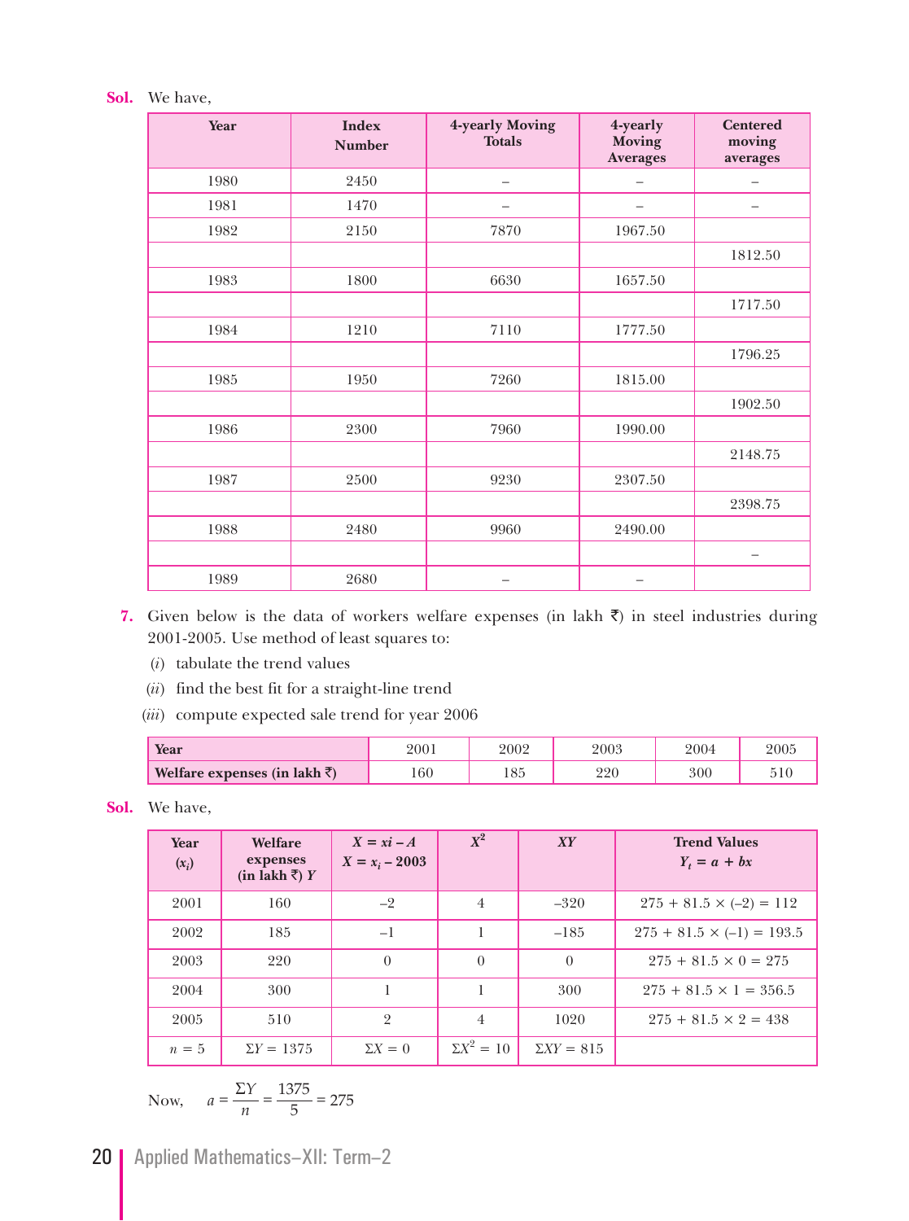**Sol.** We have,

| Year | Index Number | 4-yearly Moving Totals | 4-yearly Moving Averages | Centered moving averages |
|---|---|---|---|---|
| 1980 | 2450 | – | – | – |
| 1981 | 1470 | – | – | – |
| 1982 | 2150 | 7870 | 1967.50 | |
| | | | | 1812.50 |
| 1983 | 1800 | 6630 | 1657.50 | |
| | | | | 1717.50 |
| 1984 | 1210 | 7110 | 1777.50 | |
| | | | | 1796.25 |
| 1985 | 1950 | 7260 | 1815.00 | |
| | | | | 1902.50 |
| 1986 | 2300 | 7960 | 1990.00 | |
| | | | | 2148.75 |
| 1987 | 2500 | 9230 | 2307.50 | |
| | | | | 2398.75 |
| 1988 | 2480 | 9960 | 2490.00 | |
| | | | | – |
| 1989 | 2680 | – | – | |

**7.** Given below is the data of workers welfare expenses (in lakh ₹) in steel industries during 2001-2005. Use method of least squares to:

(*i*) tabulate the trend values

(*ii*) find the best fit for a straight-line trend

(*iii*) compute expected sale trend for year 2006

| **Year** | 2001 | 2002 | 2003 | 2004 | 2005 |
|---|---|---|---|---|---|
| **Welfare expenses (in lakh ₹)** | 160 | 185 | 220 | 300 | 510 |

**Sol.** We have,

| Year ($x_i$) | Welfare expenses (in lakh ₹) $Y$ | $X = xi - A$ $X = x_i - 2003$ | $X^2$ | $XY$ | Trend Values $Y_t = a + bx$ |
|---|---|---|---|---|---|
| 2001 | 160 | –2 | 4 | –320 | $275 + 81.5 \times (-2) = 112$ |
| 2002 | 185 | –1 | 1 | –185 | $275 + 81.5 \times (-1) = 193.5$ |
| 2003 | 220 | 0 | 0 | 0 | $275 + 81.5 \times 0 = 275$ |
| 2004 | 300 | 1 | 1 | 300 | $275 + 81.5 \times 1 = 356.5$ |
| 2005 | 510 | 2 | 4 | 1020 | $275 + 81.5 \times 2 = 438$ |
| $n = 5$ | $\Sigma Y = 1375$ | $\Sigma X = 0$ | $\Sigma X^2 = 10$ | $\Sigma XY = 815$ | |

Now, $a = \dfrac{\Sigma Y}{n} = \dfrac{1375}{5} = 275$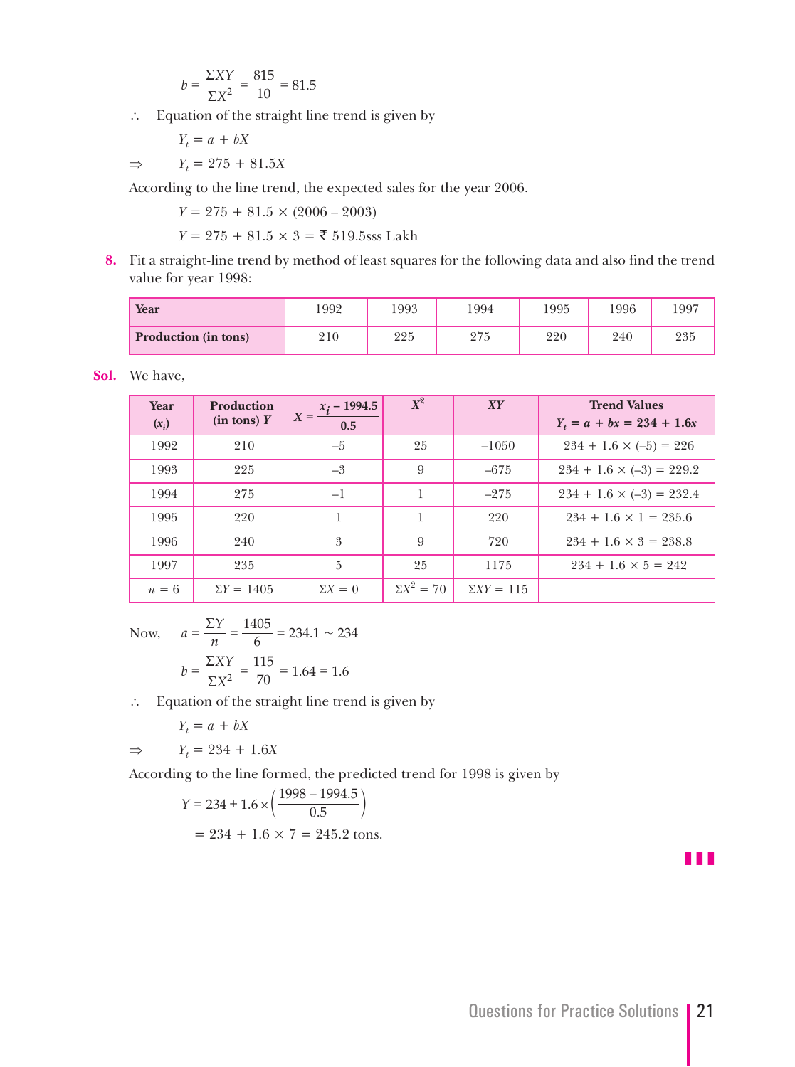$$b = \frac{\Sigma XY}{\Sigma X^2} = \frac{815}{10} = 81.5$$

$\therefore$ Equation of the straight line trend is given by

$$Y_t = a + bX$$

$$\Rightarrow \quad Y_t = 275 + 81.5X$$

According to the line trend, the expected sales for the year 2006.

$$Y = 275 + 81.5 \times (2006 - 2003)$$

$$Y = 275 + 81.5 \times 3 = ₹\ 519.5\text{sss Lakh}$$

**8.** Fit a straight-line trend by method of least squares for the following data and also find the trend value for year 1998:

| **Year** | 1992 | 1993 | 1994 | 1995 | 1996 | 1997 |
|---|---|---|---|---|---|---|
| **Production (in tons)** | 210 | 225 | 275 | 220 | 240 | 235 |

**Sol.** We have,

| **Year ($x_i$)** | **Production (in tons) $Y$** | $X = \frac{x_i - 1994.5}{0.5}$ | $X^2$ | $XY$ | **Trend Values** $Y_t = a + bx = 234 + 1.6x$ |
|---|---|---|---|---|---|
| 1992 | 210 | –5 | 25 | –1050 | 234 + 1.6 × (–5) = 226 |
| 1993 | 225 | –3 | 9 | –675 | 234 + 1.6 × (–3) = 229.2 |
| 1994 | 275 | –1 | 1 | –275 | 234 + 1.6 × (–3) = 232.4 |
| 1995 | 220 | 1 | 1 | 220 | 234 + 1.6 × 1 = 235.6 |
| 1996 | 240 | 3 | 9 | 720 | 234 + 1.6 × 3 = 238.8 |
| 1997 | 235 | 5 | 25 | 1175 | 234 + 1.6 × 5 = 242 |
| $n = 6$ | $\Sigma Y = 1405$ | $\Sigma X = 0$ | $\Sigma X^2 = 70$ | $\Sigma XY = 115$ | |

Now, $$a = \frac{\Sigma Y}{n} = \frac{1405}{6} = 234.1 \simeq 234$$

$$b = \frac{\Sigma XY}{\Sigma X^2} = \frac{115}{70} = 1.64 = 1.6$$

$\therefore$ Equation of the straight line trend is given by

$$Y_t = a + bX$$

$$\Rightarrow \quad Y_t = 234 + 1.6X$$

According to the line formed, the predicted trend for 1998 is given by

$$Y = 234 + 1.6 \times \left(\frac{1998 - 1994.5}{0.5}\right)$$

$$= 234 + 1.6 \times 7 = 245.2 \text{ tons.}$$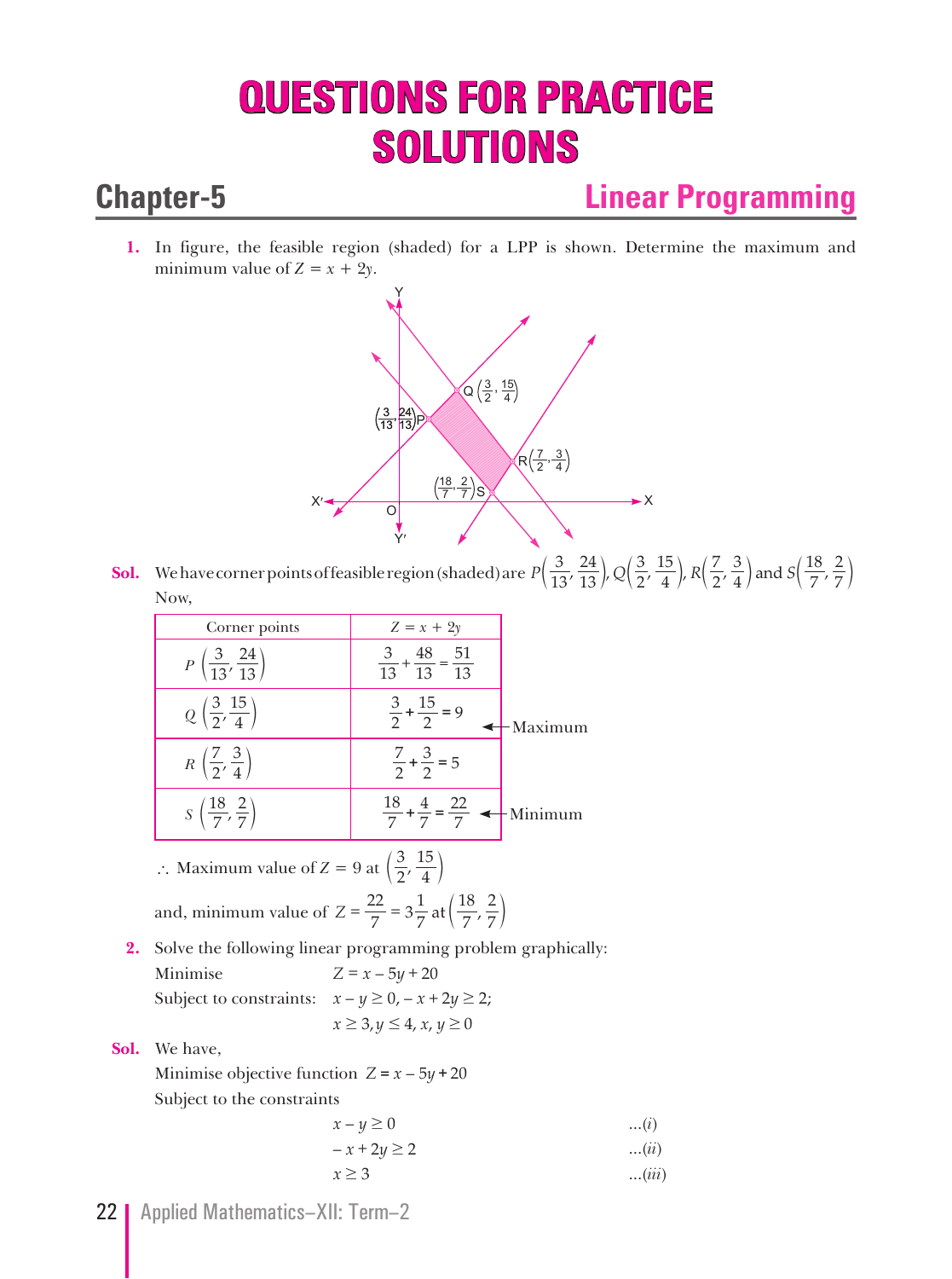# QUESTIONS FOR PRACTICE SOLUTIONS

## Chapter-5 Linear Programming

**1.** In figure, the feasible region (shaded) for a LPP is shown. Determine the maximum and minimum value of $Z = x + 2y$.

**Sol.** We have corner points of feasible region (shaded) are $P\left(\frac{3}{13}, \frac{24}{13}\right)$, $Q\left(\frac{3}{2}, \frac{15}{4}\right)$, $R\left(\frac{7}{2}, \frac{3}{4}\right)$ and $S\left(\frac{18}{7}, \frac{2}{7}\right)$

Now,

| Corner points | $Z = x + 2y$ | |
|---|---|---|
| $P\left(\frac{3}{13}, \frac{24}{13}\right)$ | $\frac{3}{13} + \frac{48}{13} = \frac{51}{13}$ | |
| $Q\left(\frac{3}{2}, \frac{15}{4}\right)$ | $\frac{3}{2} + \frac{15}{2} = 9$ | ← Maximum |
| $R\left(\frac{7}{2}, \frac{3}{4}\right)$ | $\frac{7}{2} + \frac{3}{2} = 5$ | |
| $S\left(\frac{18}{7}, \frac{2}{7}\right)$ | $\frac{18}{7} + \frac{4}{7} = \frac{22}{7}$ | ← Minimum |

$\therefore$ Maximum value of $Z = 9$ at $\left(\frac{3}{2}, \frac{15}{4}\right)$

and, minimum value of $Z = \frac{22}{7} = 3\frac{1}{7}$ at $\left(\frac{18}{7}, \frac{2}{7}\right)$

**2.** Solve the following linear programming problem graphically:

Minimise $\quad Z = x - 5y + 20$

Subject to constraints: $\quad x - y \geq 0, -x + 2y \geq 2;$

$\quad x \geq 3, y \leq 4, x, y \geq 0$

**Sol.** We have,

Minimise objective function $Z = x - 5y + 20$

Subject to the constraints

$$x - y \geq 0 \qquad \ldots(i)$$

$$-x + 2y \geq 2 \qquad \ldots(ii)$$

$$x \geq 3 \qquad \ldots(iii)$$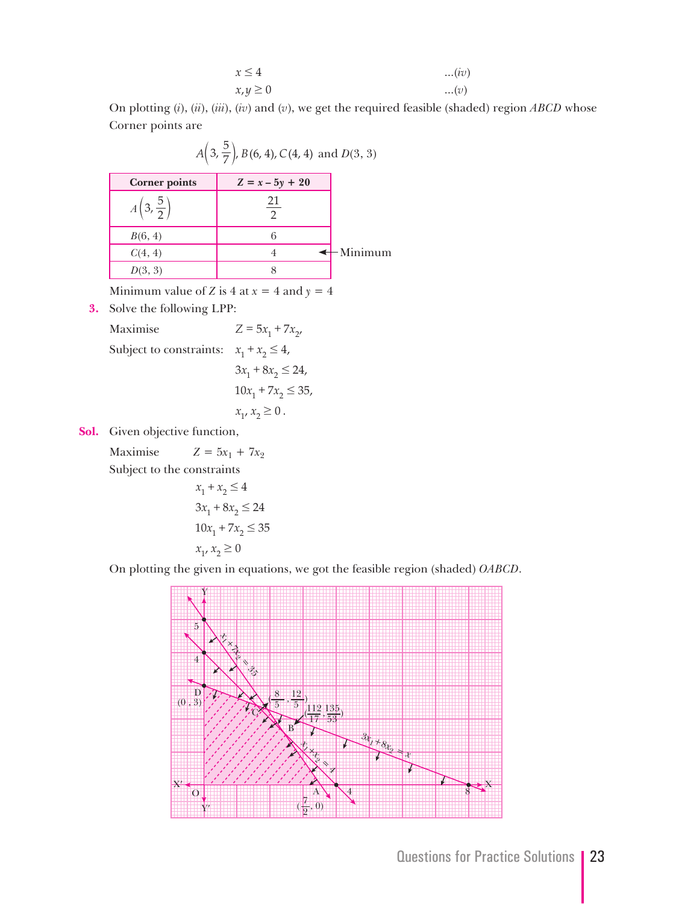$$x \leq 4 \qquad \ldots(iv)$$

$$x, y \geq 0 \qquad \ldots(v)$$

On plotting (*i*), (*ii*), (*iii*), (*iv*) and (*v*), we get the required feasible (shaded) region *ABCD* whose Corner points are

$$A\left(3, \frac{5}{7}\right), B(6, 4), C(4, 4) \text{ and } D(3, 3)$$

| Corner points | $Z = x - 5y + 20$ |
|---|---|
| $A\left(3, \frac{5}{2}\right)$ | $\frac{21}{2}$ |
| $B(6, 4)$ | 6 |
| $C(4, 4)$ | 4 ← Minimum |
| $D(3, 3)$ | 8 |

Minimum value of $Z$ is 4 at $x = 4$ and $y = 4$

**3.** Solve the following LPP:

Maximise $\quad Z = 5x_1 + 7x_2,$

Subject to constraints: $\quad x_1 + x_2 \leq 4,$

$3x_1 + 8x_2 \leq 24,$

$10x_1 + 7x_2 \leq 35,$

$x_1, x_2 \geq 0.$

**Sol.** Given objective function,

Maximise $\quad Z = 5x_1 + 7x_2$

Subject to the constraints

$$x_1 + x_2 \leq 4$$

$$3x_1 + 8x_2 \leq 24$$

$$10x_1 + 7x_2 \leq 35$$

$$x_1, x_2 \geq 0$$

On plotting the given in equations, we got the feasible region (shaded) *OABCD*.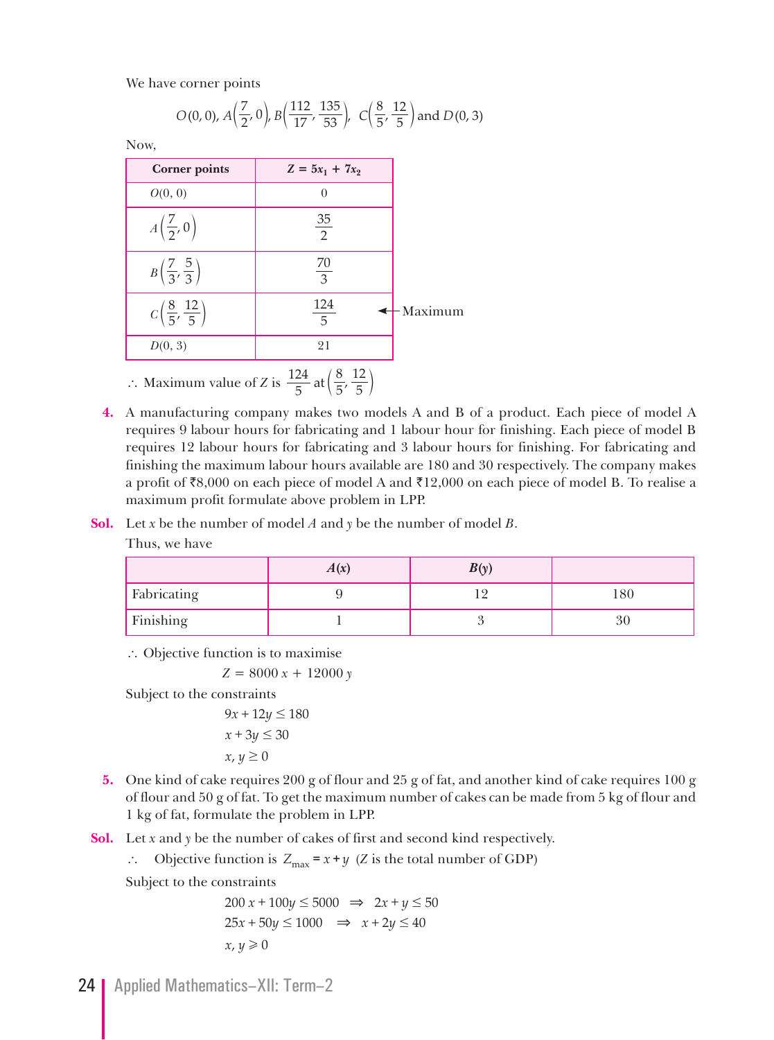We have corner points

$$O(0, 0),\ A\left(\frac{7}{2}, 0\right), B\left(\frac{112}{17}, \frac{135}{53}\right),\ C\left(\frac{8}{5}, \frac{12}{5}\right) \text{ and } D(0, 3)$$

Now,

| Corner points | $Z = 5x_1 + 7x_2$ |
|---|---|
| $O(0, 0)$ | 0 |
| $A\left(\frac{7}{2}, 0\right)$ | $\frac{35}{2}$ |
| $B\left(\frac{7}{3}, \frac{5}{3}\right)$ | $\frac{70}{3}$ |
| $C\left(\frac{8}{5}, \frac{12}{5}\right)$ | $\frac{124}{5}$ ← Maximum |
| $D(0, 3)$ | 21 |

$\therefore$ Maximum value of $Z$ is $\frac{124}{5}$ at $\left(\frac{8}{5}, \frac{12}{5}\right)$

**4.** A manufacturing company makes two models A and B of a product. Each piece of model A requires 9 labour hours for fabricating and 1 labour hour for finishing. Each piece of model B requires 12 labour hours for fabricating and 3 labour hours for finishing. For fabricating and finishing the maximum labour hours available are 180 and 30 respectively. The company makes a profit of ₹8,000 on each piece of model A and ₹12,000 on each piece of model B. To realise a maximum profit formulate above problem in LPP.

**Sol.** Let $x$ be the number of model $A$ and $y$ be the number of model $B$.

Thus, we have

| | $A(x)$ | $B(y)$ | |
|---|---|---|---|
| Fabricating | 9 | 12 | 180 |
| Finishing | 1 | 3 | 30 |

$\therefore$ Objective function is to maximise

$$Z = 8000\,x + 12000\,y$$

Subject to the constraints

$$9x + 12y \leq 180$$
$$x + 3y \leq 30$$
$$x, y \geq 0$$

**5.** One kind of cake requires 200 g of flour and 25 g of fat, and another kind of cake requires 100 g of flour and 50 g of fat. To get the maximum number of cakes can be made from 5 kg of flour and 1 kg of fat, formulate the problem in LPP.

**Sol.** Let $x$ and $y$ be the number of cakes of first and second kind respectively.

$\therefore$ Objective function is $Z_{max} = x + y$ ($Z$ is the total number of GDP)

Subject to the constraints

$$200\,x + 100y \leq 5000 \ \Rightarrow\ 2x + y \leq 50$$
$$25x + 50y \leq 1000 \ \Rightarrow\ x + 2y \leq 40$$
$$x, y \geqslant 0$$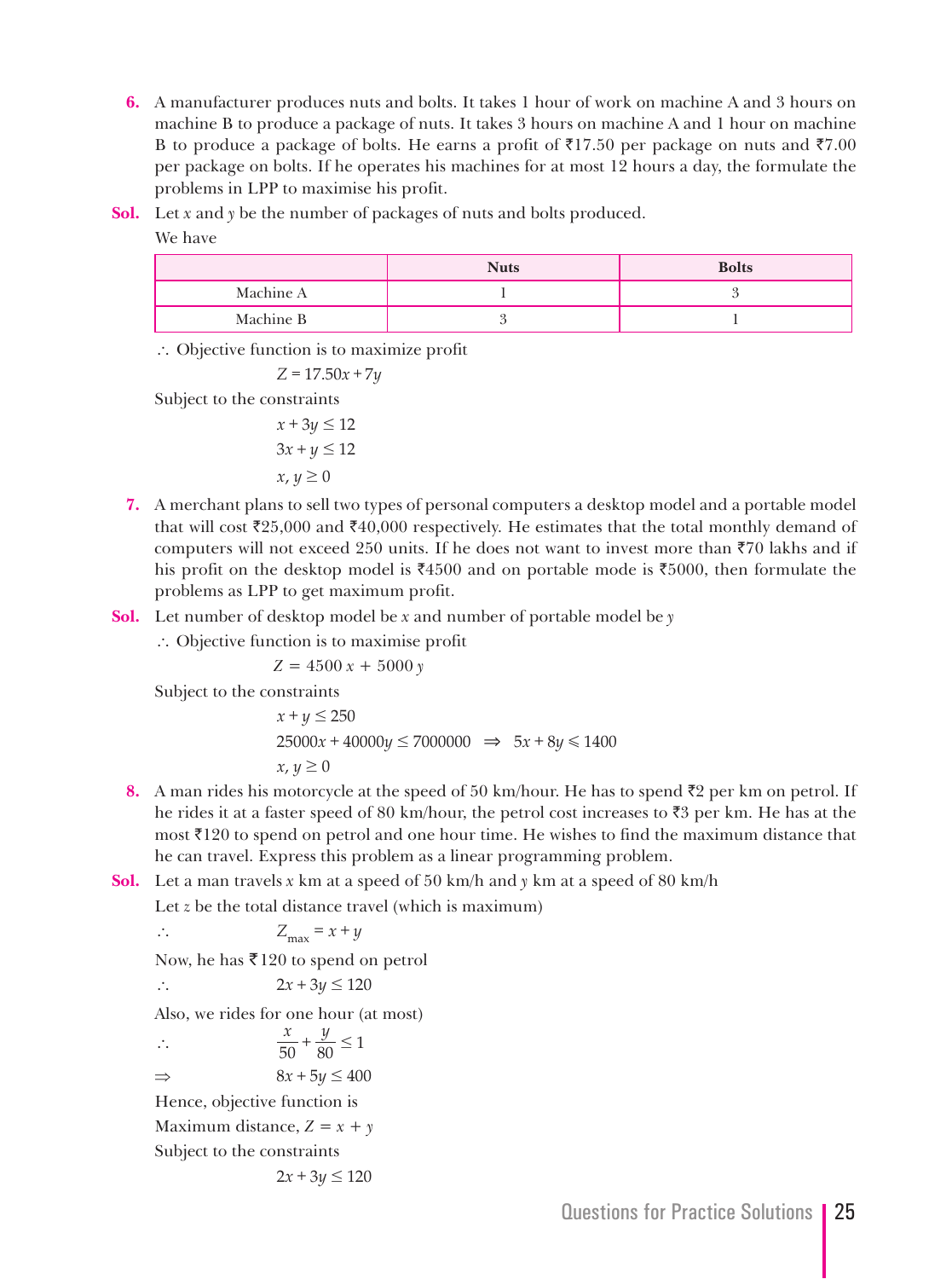**6.** A manufacturer produces nuts and bolts. It takes 1 hour of work on machine A and 3 hours on machine B to produce a package of nuts. It takes 3 hours on machine A and 1 hour on machine B to produce a package of bolts. He earns a profit of ₹17.50 per package on nuts and ₹7.00 per package on bolts. If he operates his machines for at most 12 hours a day, the formulate the problems in LPP to maximise his profit.

**Sol.** Let $x$ and $y$ be the number of packages of nuts and bolts produced.

We have

| | Nuts | Bolts |
|---|---|---|
| Machine A | 1 | 3 |
| Machine B | 3 | 1 |

$\therefore$ Objective function is to maximize profit

$$Z = 17.50x + 7y$$

Subject to the constraints

$$x + 3y \le 12$$
$$3x + y \le 12$$
$$x, y \ge 0$$

**7.** A merchant plans to sell two types of personal computers a desktop model and a portable model that will cost ₹25,000 and ₹40,000 respectively. He estimates that the total monthly demand of computers will not exceed 250 units. If he does not want to invest more than ₹70 lakhs and if his profit on the desktop model is ₹4500 and on portable mode is ₹5000, then formulate the problems as LPP to get maximum profit.

**Sol.** Let number of desktop model be $x$ and number of portable model be $y$

$\therefore$ Objective function is to maximise profit

$$Z = 4500\,x + 5000\,y$$

Subject to the constraints

$$x + y \le 250$$
$$25000x + 40000y \le 7000000 \;\Rightarrow\; 5x + 8y \leqslant 1400$$
$$x, y \ge 0$$

**8.** A man rides his motorcycle at the speed of 50 km/hour. He has to spend ₹2 per km on petrol. If he rides it at a faster speed of 80 km/hour, the petrol cost increases to ₹3 per km. He has at the most ₹120 to spend on petrol and one hour time. He wishes to find the maximum distance that he can travel. Express this problem as a linear programming problem.

**Sol.** Let a man travels $x$ km at a speed of 50 km/h and $y$ km at a speed of 80 km/h

Let $z$ be the total distance travel (which is maximum)

$$\therefore \qquad Z_{max} = x + y$$

Now, he has ₹120 to spend on petrol

$$\therefore \qquad 2x + 3y \le 120$$

Also, we rides for one hour (at most)

$$\therefore \qquad \frac{x}{50} + \frac{y}{80} \le 1$$

$$\Rightarrow \qquad 8x + 5y \le 400$$

Hence, objective function is

Maximum distance, $Z = x + y$

Subject to the constraints

$$2x + 3y \le 120$$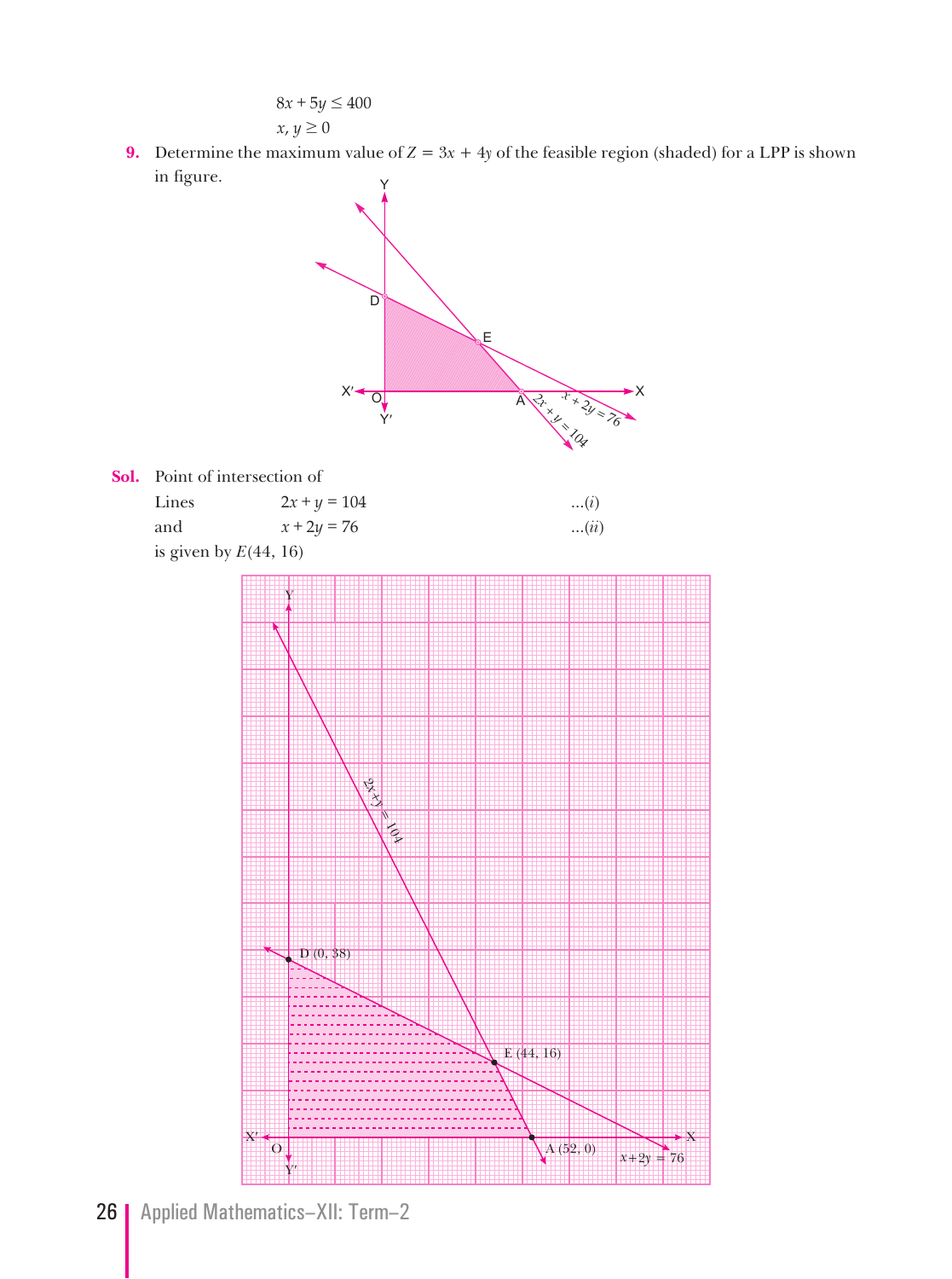$$8x + 5y \leq 400$$
$$x, y \geq 0$$

**9.** Determine the maximum value of $Z = 3x + 4y$ of the feasible region (shaded) for a LPP is shown in figure.

**Sol.** Point of intersection of

Lines $\qquad 2x + y = 104 \qquad \ldots(i)$

and $\qquad x + 2y = 76 \qquad \ldots(ii)$

is given by $E(44, 16)$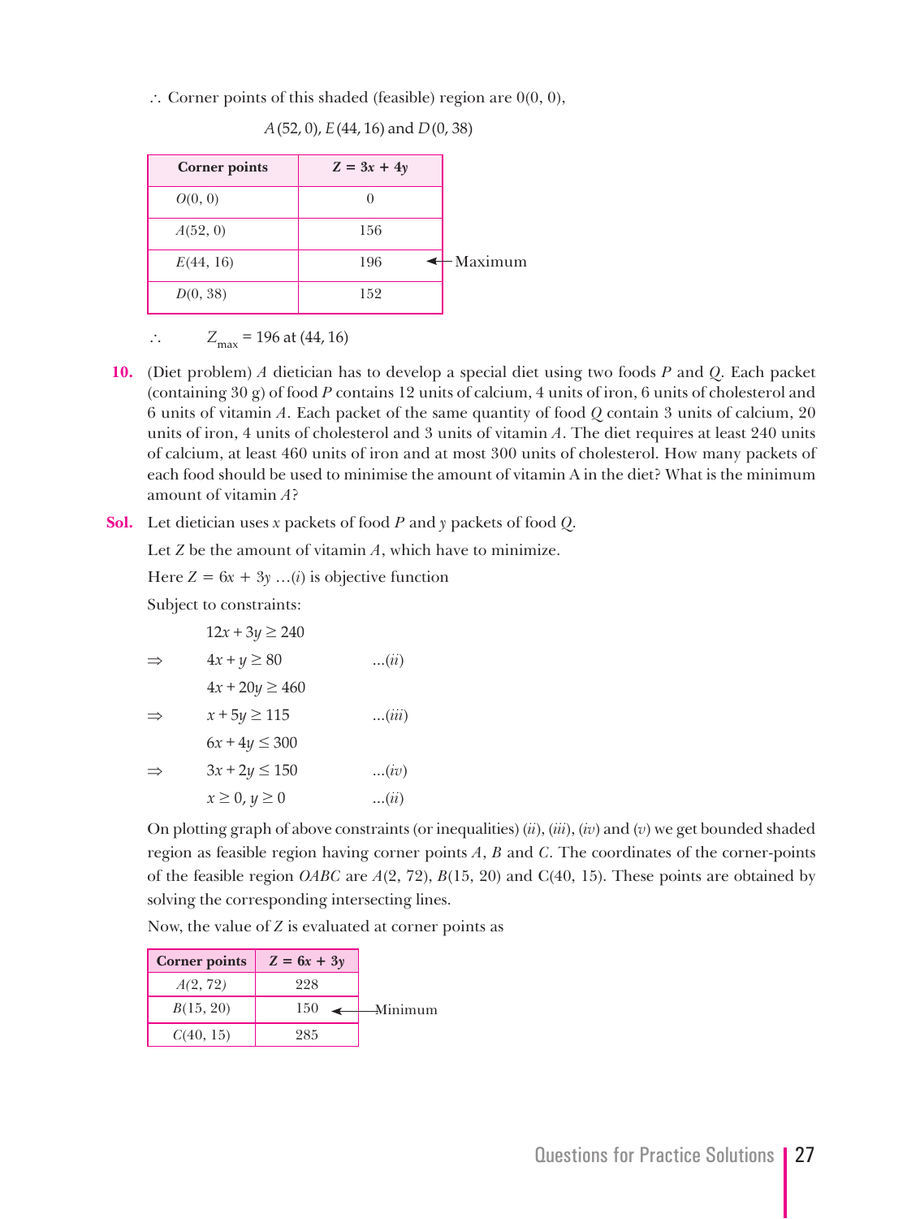$\therefore$ Corner points of this shaded (feasible) region are 0(0, 0),

$A(52, 0)$, $E(44, 16)$ and $D(0, 38)$

| Corner points | $Z = 3x + 4y$ |
|---|---|
| $O(0, 0)$ | 0 |
| $A(52, 0)$ | 156 |
| $E(44, 16)$ | 196 ← Maximum |
| $D(0, 38)$ | 152 |

$\therefore \quad Z_{max} = 196$ at $(44, 16)$

**10.** (Diet problem) *A* dietician has to develop a special diet using two foods *P* and *Q*. Each packet (containing 30 g) of food *P* contains 12 units of calcium, 4 units of iron, 6 units of cholesterol and 6 units of vitamin *A*. Each packet of the same quantity of food *Q* contain 3 units of calcium, 20 units of iron, 4 units of cholesterol and 3 units of vitamin *A*. The diet requires at least 240 units of calcium, at least 460 units of iron and at most 300 units of cholesterol. How many packets of each food should be used to minimise the amount of vitamin A in the diet? What is the minimum amount of vitamin *A*?

**Sol.** Let dietician uses *x* packets of food *P* and *y* packets of food *Q*.

Let *Z* be the amount of vitamin *A*, which have to minimize.

Here $Z = 6x + 3y$ ...(*i*) is objective function

Subject to constraints:

$12x + 3y \geq 240$

$\Rightarrow \quad 4x + y \geq 80 \quad$ ...(*ii*)

$4x + 20y \geq 460$

$\Rightarrow \quad x + 5y \geq 115 \quad$ ...(*iii*)

$6x + 4y \leq 300$

$\Rightarrow \quad 3x + 2y \leq 150 \quad$ ...(*iv*)

$x \geq 0, y \geq 0 \quad$ ...(*ii*)

On plotting graph of above constraints (or inequalities) (*ii*), (*iii*), (*iv*) and (*v*) we get bounded shaded region as feasible region having corner points *A*, *B* and *C*. The coordinates of the corner-points of the feasible region *OABC* are *A*(2, 72), *B*(15, 20) and C(40, 15). These points are obtained by solving the corresponding intersecting lines.

Now, the value of *Z* is evaluated at corner points as

| Corner points | $Z = 6x + 3y$ |
|---|---|
| $A(2, 72)$ | 228 |
| $B(15, 20)$ | 150 ← Minimum |
| $C(40, 15)$ | 285 |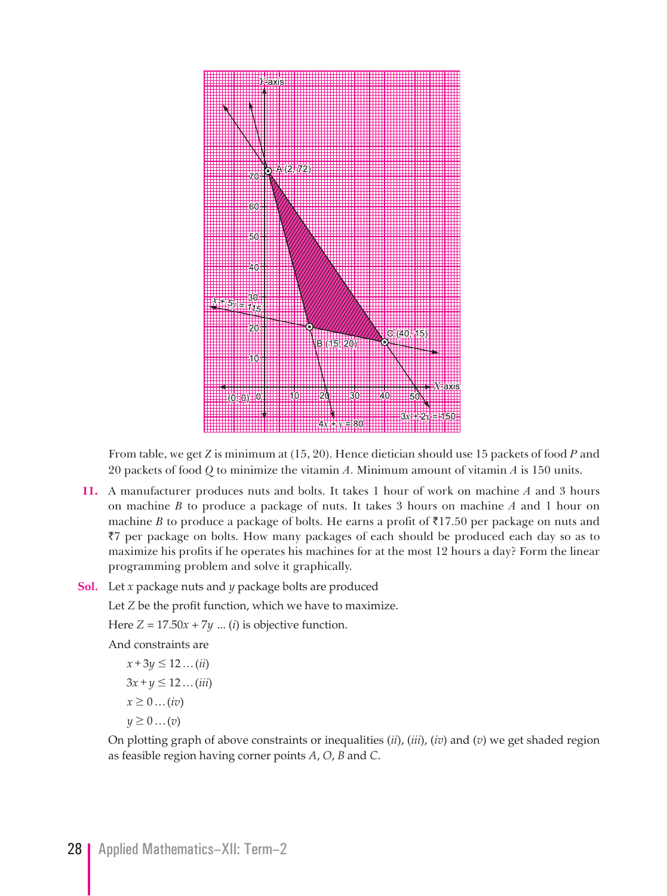From table, we get $Z$ is minimum at (15, 20). Hence dietician should use 15 packets of food $P$ and 20 packets of food $Q$ to minimize the vitamin $A$. Minimum amount of vitamin $A$ is 150 units.

**11.** A manufacturer produces nuts and bolts. It takes 1 hour of work on machine $A$ and 3 hours on machine $B$ to produce a package of nuts. It takes 3 hours on machine $A$ and 1 hour on machine $B$ to produce a package of bolts. He earns a profit of ₹17.50 per package on nuts and ₹7 per package on bolts. How many packages of each should be produced each day so as to maximize his profits if he operates his machines for at the most 12 hours a day? Form the linear programming problem and solve it graphically.

**Sol.** Let $x$ package nuts and $y$ package bolts are produced

Let $Z$ be the profit function, which we have to maximize.

Here $Z = 17.50x + 7y$ ... (*i*) is objective function.

And constraints are

$$x + 3y \le 12 \ldots (ii)$$

$$3x + y \le 12 \ldots (iii)$$

$$x \ge 0 \ldots (iv)$$

$$y \ge 0 \ldots (v)$$

On plotting graph of above constraints or inequalities (*ii*), (*iii*), (*iv*) and (*v*) we get shaded region as feasible region having corner points $A$, $O$, $B$ and $C$.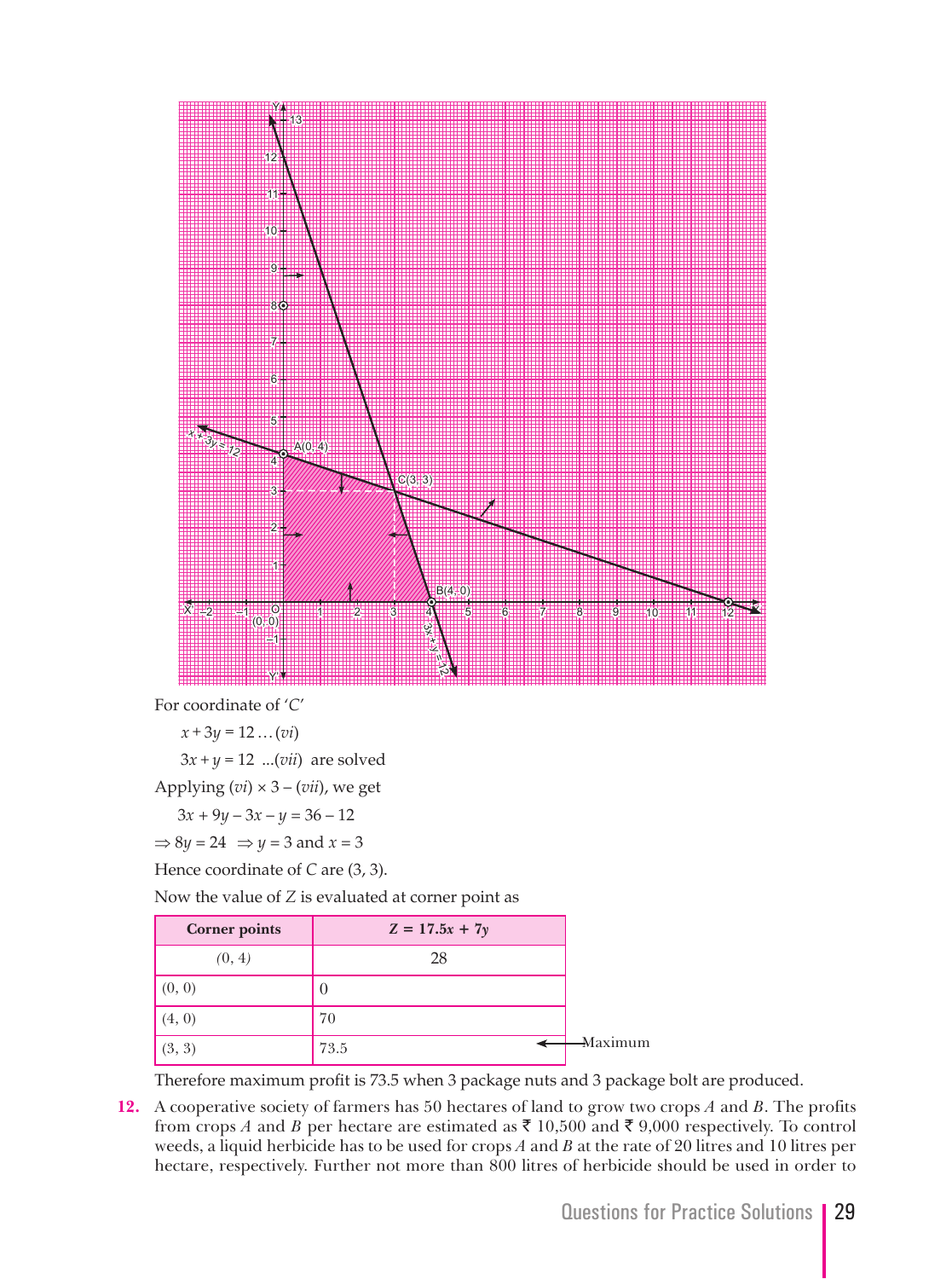For coordinate of 'C'

$x + 3y = 12 \ldots (vi)$

$3x + y = 12 \ \ldots (vii)$ are solved

Applying $(vi) \times 3 - (vii)$, we get

$3x + 9y - 3x - y = 36 - 12$

$\Rightarrow 8y = 24 \ \Rightarrow y = 3$ and $x = 3$

Hence coordinate of $C$ are (3, 3).

Now the value of $Z$ is evaluated at corner point as

| Corner points | $Z = 17.5x + 7y$ |
|---|---|
| (0, 4) | 28 |
| (0, 0) | 0 |
| (4, 0) | 70 |
| (3, 3) | 73.5 ← Maximum |

Therefore maximum profit is 73.5 when 3 package nuts and 3 package bolt are produced.

**12.** A cooperative society of farmers has 50 hectares of land to grow two crops $A$ and $B$. The profits from crops $A$ and $B$ per hectare are estimated as ₹ 10,500 and ₹ 9,000 respectively. To control weeds, a liquid herbicide has to be used for crops $A$ and $B$ at the rate of 20 litres and 10 litres per hectare, respectively. Further not more than 800 litres of herbicide should be used in order to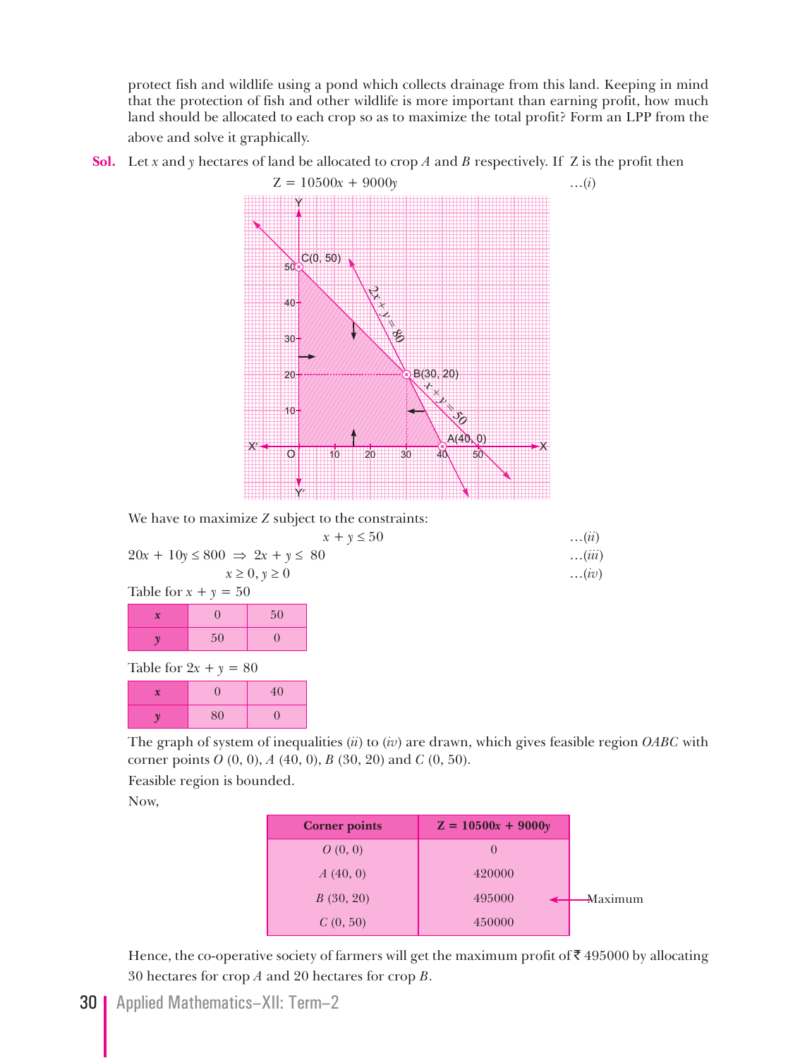protect fish and wildlife using a pond which collects drainage from this land. Keeping in mind that the protection of fish and other wildlife is more important than earning profit, how much land should be allocated to each crop so as to maximize the total profit? Form an LPP from the above and solve it graphically.

**Sol.** Let $x$ and $y$ hectares of land be allocated to crop $A$ and $B$ respectively. If Z is the profit then

$$Z = 10500x + 9000y \quad \ldots(i)$$

We have to maximize $Z$ subject to the constraints:

$$x + y \leq 50 \quad \ldots(ii)$$

$$20x + 10y \leq 800 \Rightarrow 2x + y \leq 80 \quad \ldots(iii)$$

$$x \geq 0, y \geq 0 \quad \ldots(iv)$$

Table for $x + y = 50$

| $x$ | 0 | 50 |
|---|---|---|
| $y$ | 50 | 0 |

Table for $2x + y = 80$

| $x$ | 0 | 40 |
|---|---|---|
| $y$ | 80 | 0 |

The graph of system of inequalities (*ii*) to (*iv*) are drawn, which gives feasible region *OABC* with corner points $O$ (0, 0), $A$ (40, 0), $B$ (30, 20) and $C$ (0, 50).

Feasible region is bounded.

Now,

| Corner points | $Z = 10500x + 9000y$ |
|---|---|
| $O$ (0, 0) | 0 |
| $A$ (40, 0) | 420000 |
| $B$ (30, 20) | 495000 ← Maximum |
| $C$ (0, 50) | 450000 |

Hence, the co-operative society of farmers will get the maximum profit of ₹ 495000 by allocating 30 hectares for crop $A$ and 20 hectares for crop $B$.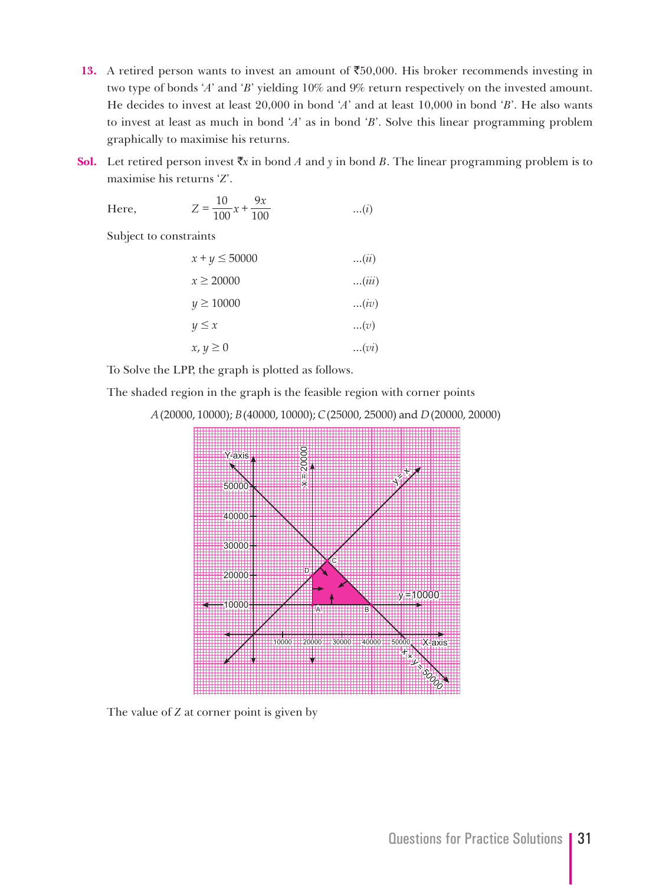**13.** A retired person wants to invest an amount of ₹50,000. His broker recommends investing in two type of bonds '*A*' and '*B*' yielding 10% and 9% return respectively on the invested amount. He decides to invest at least 20,000 in bond '*A*' and at least 10,000 in bond '*B*'. He also wants to invest at least as much in bond '*A*' as in bond '*B*'. Solve this linear programming problem graphically to maximise his returns.

**Sol.** Let retired person invest ₹$x$ in bond *A* and $y$ in bond *B*. The linear programming problem is to maximise his returns '*Z*'.

Here, $$Z = \frac{10}{100}x + \frac{9x}{100} \qquad ...(i)$$

Subject to constraints

$$x + y \leq 50000 \qquad ...(ii)$$

$$x \geq 20000 \qquad ...(iii)$$

$$y \geq 10000 \qquad ...(iv)$$

$$y \leq x \qquad ...(v)$$

$$x, y \geq 0 \qquad ...(vi)$$

To Solve the LPP, the graph is plotted as follows.

The shaded region in the graph is the feasible region with corner points

$A(20000, 10000)$; $B(40000, 10000)$; $C(25000, 25000)$ and $D(20000, 20000)$

The value of $Z$ at corner point is given by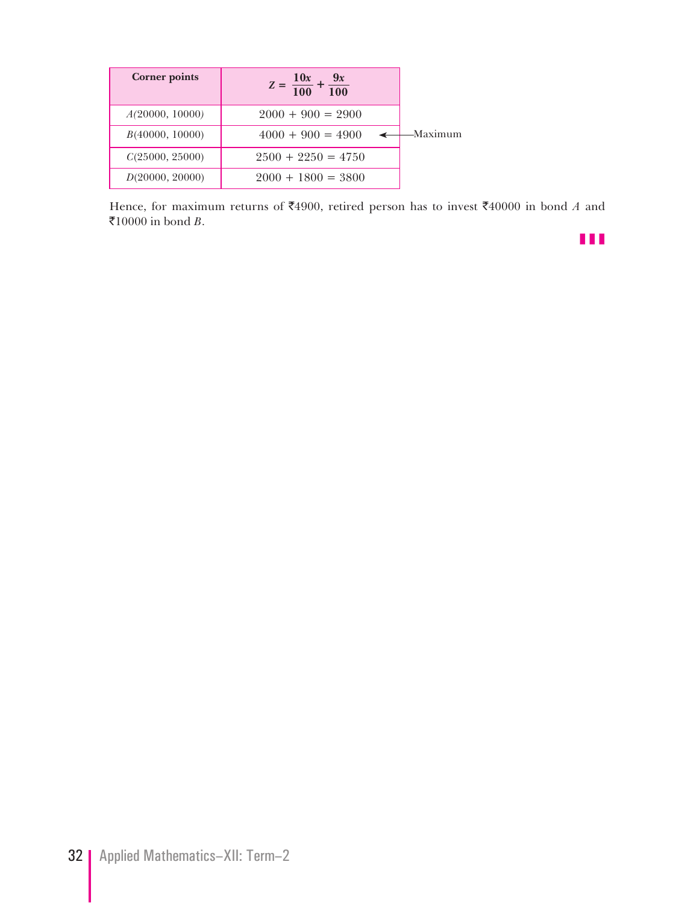| Corner points | $Z = \frac{10x}{100} + \frac{9x}{100}$ |  |
|---|---|---|
| $A(20000, 10000)$ | $2000 + 900 = 2900$ |  |
| $B(40000, 10000)$ | $4000 + 900 = 4900$ | ← Maximum |
| $C(25000, 25000)$ | $2500 + 2250 = 4750$ |  |
| $D(20000, 20000)$ | $2000 + 1800 = 3800$ |  |

Hence, for maximum returns of ₹4900, retired person has to invest ₹40000 in bond *A* and ₹10000 in bond *B*.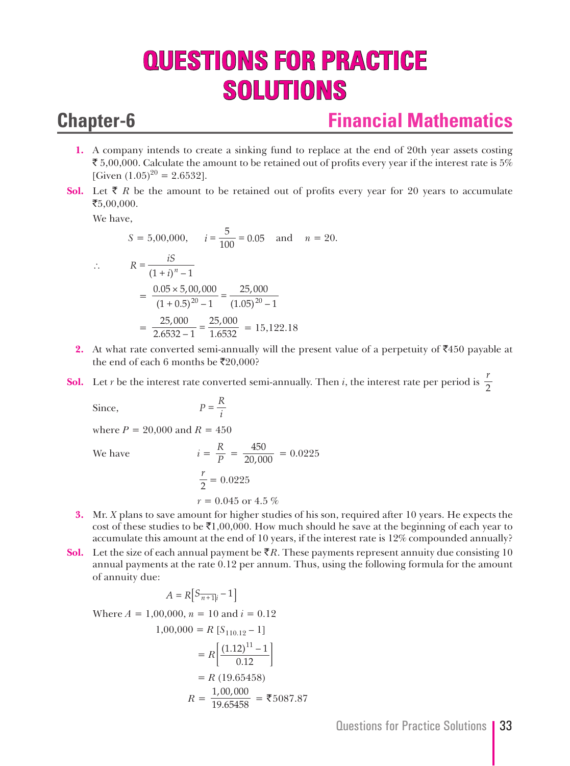# QUESTIONS FOR PRACTICE SOLUTIONS

## Chapter-6 Financial Mathematics

**1.** A company intends to create a sinking fund to replace at the end of 20th year assets costing ₹ 5,00,000. Calculate the amount to be retained out of profits every year if the interest rate is 5% [Given $(1.05)^{20} = 2.6532$].

**Sol.** Let ₹ $R$ be the amount to be retained out of profits every year for 20 years to accumulate ₹5,00,000.

We have,

$$S = 5,00,000, \quad i = \frac{5}{100} = 0.05 \quad \text{and} \quad n = 20.$$

$$\therefore \quad R = \frac{iS}{(1+i)^n - 1}$$

$$= \frac{0.05 \times 5,00,000}{(1+0.5)^{20} - 1} = \frac{25,000}{(1.05)^{20} - 1}$$

$$= \frac{25,000}{2.6532 - 1} = \frac{25,000}{1.6532} = 15,122.18$$

**2.** At what rate converted semi-annually will the present value of a perpetuity of ₹450 payable at the end of each 6 months be ₹20,000?

**Sol.** Let $r$ be the interest rate converted semi-annually. Then $i$, the interest rate per period is $\frac{r}{2}$

Since, $$P = \frac{R}{i}$$

where $P = 20,000$ and $R = 450$

We have $$i = \frac{R}{P} = \frac{450}{20,000} = 0.0225$$

$$\frac{r}{2} = 0.0225$$

$$r = 0.045 \text{ or } 4.5\ \%$$

**3.** Mr. $X$ plans to save amount for higher studies of his son, required after 10 years. He expects the cost of these studies to be ₹1,00,000. How much should he save at the beginning of each year to accumulate this amount at the end of 10 years, if the interest rate is 12% compounded annually?

**Sol.** Let the size of each annual payment be ₹$R$. These payments represent annuity due consisting 10 annual payments at the rate 0.12 per annum. Thus, using the following formula for the amount of annuity due:

$$A = R\left[S_{\overline{n+1}|i} - 1\right]$$

Where $A = 1,00,000$, $n = 10$ and $i = 0.12$

$$1,00,000 = R\,[S_{110.12} - 1]$$

$$= R\left[\frac{(1.12)^{11} - 1}{0.12}\right]$$

$$= R\,(19.65458)$$

$$R = \frac{1,00,000}{19.65458} = ₹5087.87$$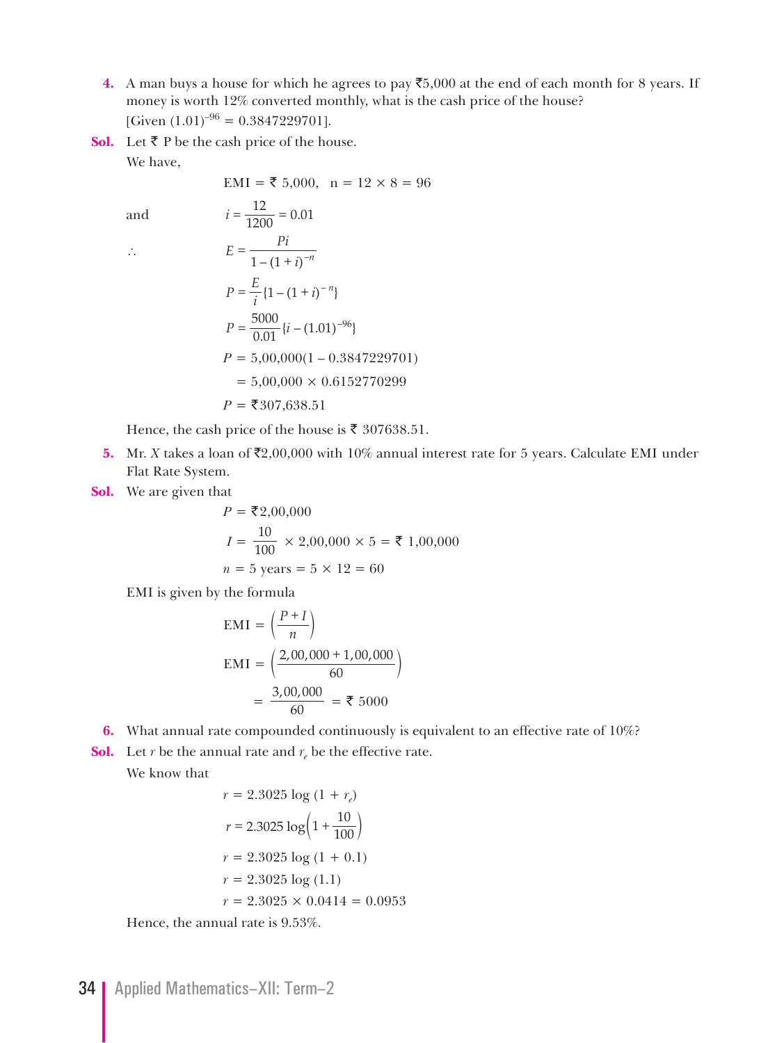**4.** A man buys a house for which he agrees to pay ₹5,000 at the end of each month for 8 years. If money is worth 12% converted monthly, what is the cash price of the house?
[Given $(1.01)^{-96} = 0.3847229701$].

**Sol.** Let ₹ P be the cash price of the house.

We have,

$$\text{EMI} = ₹\ 5{,}000, \quad n = 12 \times 8 = 96$$

and

$$i = \frac{12}{1200} = 0.01$$

$\therefore$

$$E = \frac{Pi}{1-(1+i)^{-n}}$$

$$P = \frac{E}{i}\{1-(1+i)^{-n}\}$$

$$P = \frac{5000}{0.01}\{i-(1.01)^{-96}\}$$

$$P = 5{,}00{,}000(1 - 0.3847229701)$$

$$= 5{,}00{,}000 \times 0.6152770299$$

$$P = ₹307{,}638.51$$

Hence, the cash price of the house is ₹ 307638.51.

**5.** Mr. $X$ takes a loan of ₹2,00,000 with 10% annual interest rate for 5 years. Calculate EMI under Flat Rate System.

**Sol.** We are given that

$$P = ₹2{,}00{,}000$$

$$I = \frac{10}{100} \times 2{,}00{,}000 \times 5 = ₹\ 1{,}00{,}000$$

$$n = 5 \text{ years} = 5 \times 12 = 60$$

EMI is given by the formula

$$\text{EMI} = \left(\frac{P+I}{n}\right)$$

$$\text{EMI} = \left(\frac{2{,}00{,}000+1{,}00{,}000}{60}\right)$$

$$= \frac{3{,}00{,}000}{60} = ₹\ 5000$$

**6.** What annual rate compounded continuously is equivalent to an effective rate of 10%?

**Sol.** Let $r$ be the annual rate and $r_e$ be the effective rate.

We know that

$$r = 2.3025 \log(1 + r_e)$$

$$r = 2.3025 \log\left(1+\frac{10}{100}\right)$$

$$r = 2.3025 \log(1 + 0.1)$$

$$r = 2.3025 \log(1.1)$$

$$r = 2.3025 \times 0.0414 = 0.0953$$

Hence, the annual rate is 9.53%.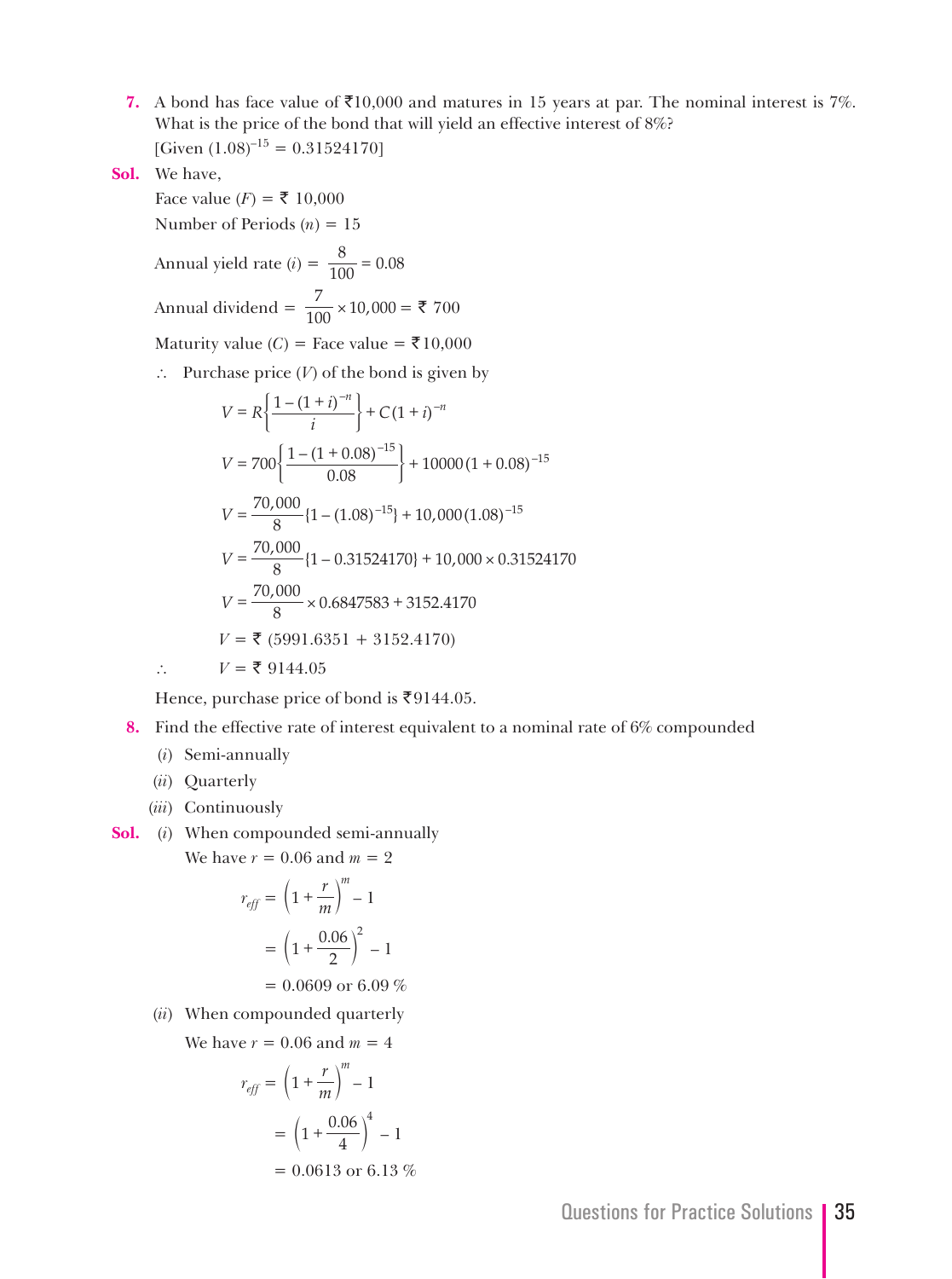**7.** A bond has face value of ₹10,000 and matures in 15 years at par. The nominal interest is 7%. What is the price of the bond that will yield an effective interest of 8%?
[Given $(1.08)^{-15} = 0.31524170$]

**Sol.** We have,

Face value ($F$) = ₹ 10,000

Number of Periods ($n$) = 15

Annual yield rate ($i$) = $\dfrac{8}{100} = 0.08$

Annual dividend = $\dfrac{7}{100} \times 10{,}000 =$ ₹ 700

Maturity value ($C$) = Face value = ₹10,000

$\therefore$ Purchase price ($V$) of the bond is given by

$$V = R\left\{\frac{1-(1+i)^{-n}}{i}\right\} + C(1+i)^{-n}$$

$$V = 700\left\{\frac{1-(1+0.08)^{-15}}{0.08}\right\} + 10000(1+0.08)^{-15}$$

$$V = \frac{70{,}000}{8}\{1-(1.08)^{-15}\} + 10{,}000(1.08)^{-15}$$

$$V = \frac{70{,}000}{8}\{1-0.31524170\} + 10{,}000 \times 0.31524170$$

$$V = \frac{70{,}000}{8} \times 0.6847583 + 3152.4170$$

$$V = ₹\ (5991.6351 + 3152.4170)$$

$$\therefore \quad V = ₹\ 9144.05$$

Hence, purchase price of bond is ₹9144.05.

**8.** Find the effective rate of interest equivalent to a nominal rate of 6% compounded

(*i*) Semi-annually

(*ii*) Quarterly

(*iii*) Continuously

**Sol.** (*i*) When compounded semi-annually

We have $r = 0.06$ and $m = 2$

$$r_{eff} = \left(1+\frac{r}{m}\right)^m - 1$$

$$= \left(1+\frac{0.06}{2}\right)^2 - 1$$

$$= 0.0609 \text{ or } 6.09\ \%$$

(*ii*) When compounded quarterly

We have $r = 0.06$ and $m = 4$

$$r_{eff} = \left(1+\frac{r}{m}\right)^m - 1$$

$$= \left(1+\frac{0.06}{4}\right)^4 - 1$$

$$= 0.0613 \text{ or } 6.13\ \%$$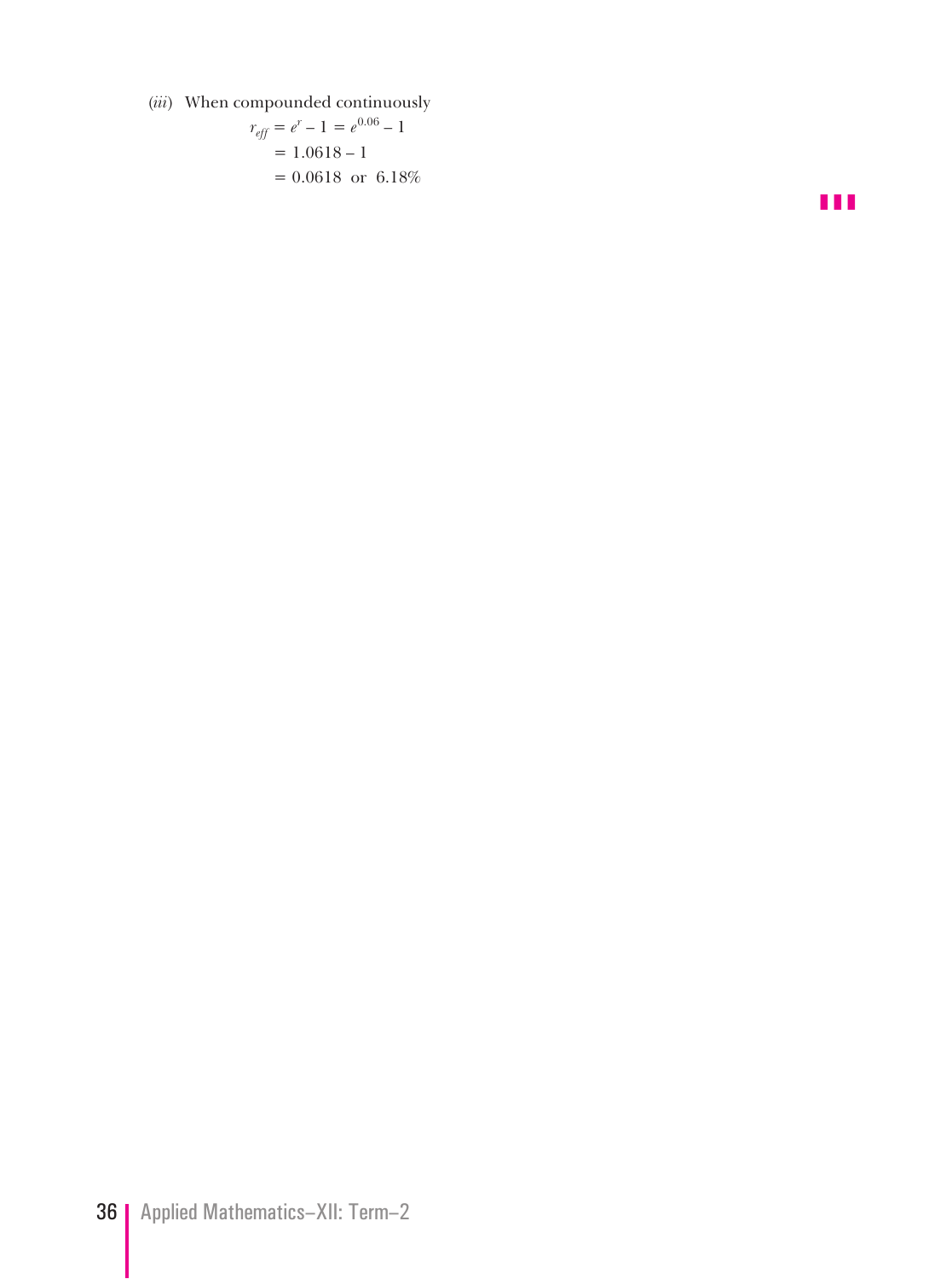(*iii*) When compounded continuously

$$
\begin{aligned}
r_{eff} &= e^r - 1 = e^{0.06} - 1 \\
&= 1.0618 - 1 \\
&= 0.0618 \text{ or } 6.18\%
\end{aligned}
$$